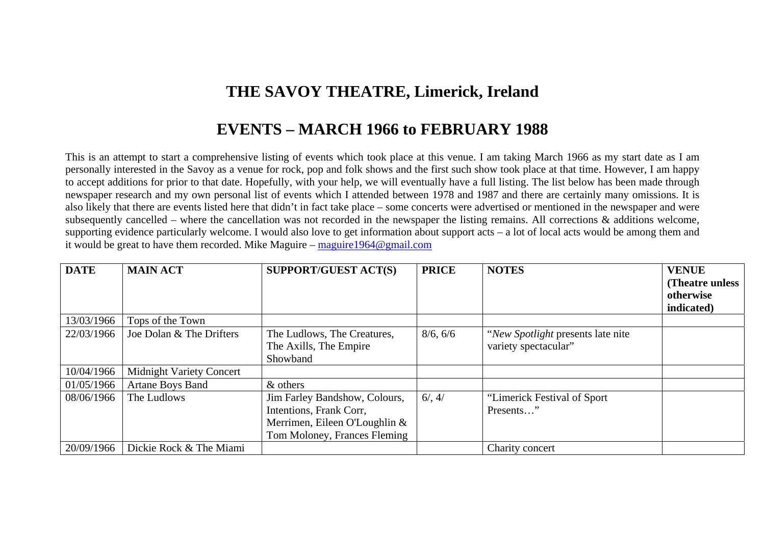# THE SAVOY THEATRE, Limerick, Ireland

# EVENTS – MARCH 1966 to FEBRUARY 1988

This is an attempt to start a comprehensive listing of events which took place at this venue. I am taking March 1966 as my start date as I am personally interested in the Savoy as a venue for rock, pop and folk shows and the first such show took place at that time. However, I am happy to accept additions for prior to that date. Hopefully, with your help, we will eventually have a full listing. The list below has been made through newspaper research and my own personal list of events which I attended between 1978 and 1987 and there are certainly many omissions. It is also likely that there are events listed here that didn't in fact take place – some concerts were advertised or mentioned in the newspaper and were subsequently cancelled – where the cancellation was not recorded in the newspaper the listing remains. All corrections & additions welcome, supporting evidence particularly welcome. I would also love to get information about support acts – a lot of local acts would be among them and it would be great to have them recorded. Mike Maguire – [maguire1964@gmail.com](mailto:maguire1964@gmail.com)

| DATE | MAIN ACT | SUPPORT/GUEST ACT(S) | PRICE | NOTES | VENUE (Theatre unless otherwise indicated) |
|---|---|---|---|---|---|
| 13/03/1966 | Tops of the Town | | | | |
| 22/03/1966 | Joe Dolan & The Drifters | The Ludlows, The Creatures, The Axills, The Empire Showband | 8/6, 6/6 | "*New Spotlight* presents late nite variety spectacular" | |
| 10/04/1966 | Midnight Variety Concert | | | | |
| 01/05/1966 | Artane Boys Band | & others | | | |
| 08/06/1966 | The Ludlows | Jim Farley Bandshow, Colours, Intentions, Frank Corr, Merrimen, Eileen O'Loughlin & Tom Moloney, Frances Fleming | 6/, 4/ | "Limerick Festival of Sport Presents…" | |
| 20/09/1966 | Dickie Rock & The Miami | | | Charity concert | |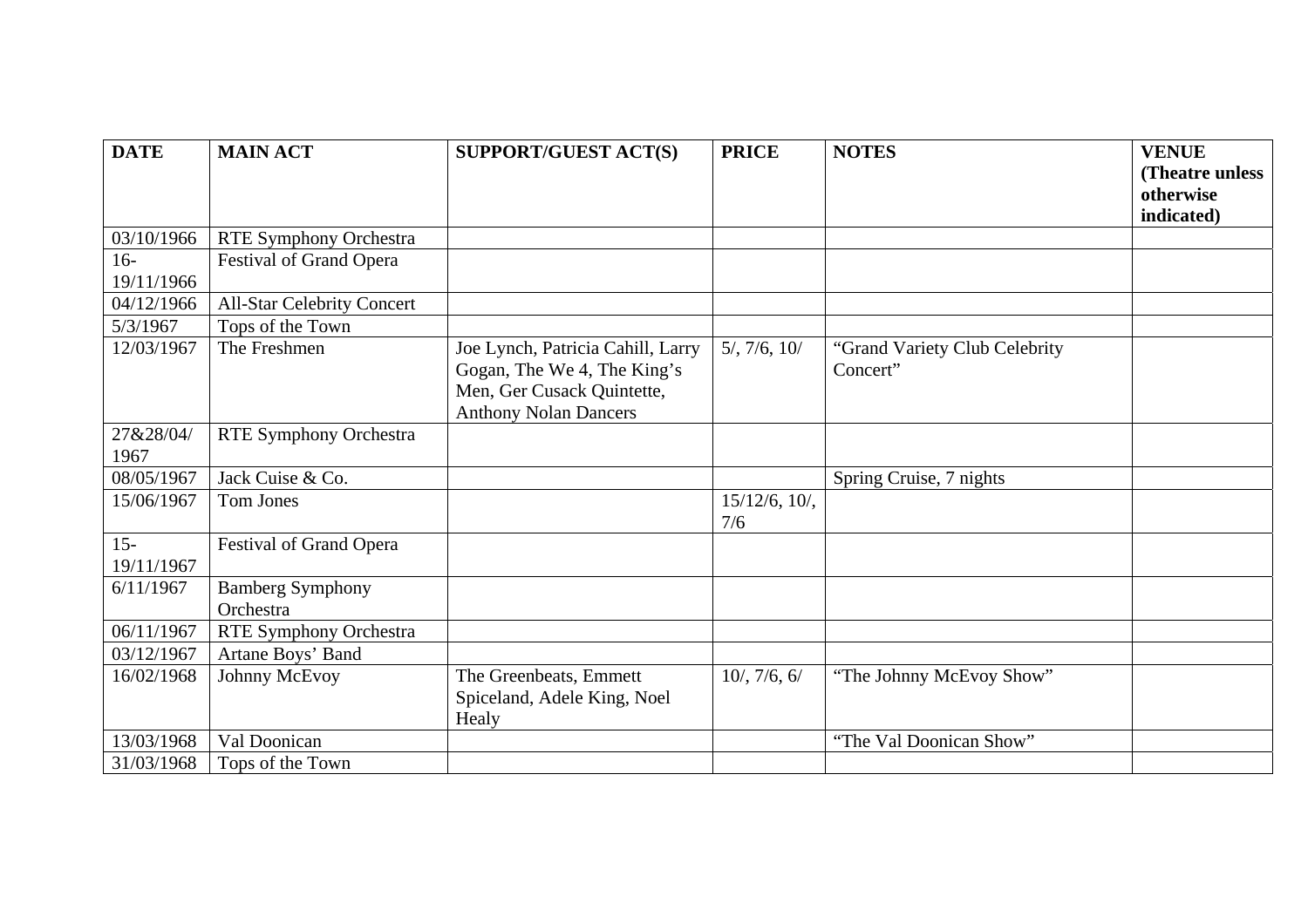| DATE | MAIN ACT | SUPPORT/GUEST ACT(S) | PRICE | NOTES | VENUE (Theatre unless otherwise indicated) |
|---|---|---|---|---|---|
| 03/10/1966 | RTE Symphony Orchestra | | | | |
| 16-19/11/1966 | Festival of Grand Opera | | | | |
| 04/12/1966 | All-Star Celebrity Concert | | | | |
| 5/3/1967 | Tops of the Town | | | | |
| 12/03/1967 | The Freshmen | Joe Lynch, Patricia Cahill, Larry Gogan, The We 4, The King's Men, Ger Cusack Quintette, Anthony Nolan Dancers | 5/, 7/6, 10/ | "Grand Variety Club Celebrity Concert" | |
| 27&28/04/1967 | RTE Symphony Orchestra | | | | |
| 08/05/1967 | Jack Cuise & Co. | | | Spring Cruise, 7 nights | |
| 15/06/1967 | Tom Jones | | 15/12/6, 10/, 7/6 | | |
| 15-19/11/1967 | Festival of Grand Opera | | | | |
| 6/11/1967 | Bamberg Symphony Orchestra | | | | |
| 06/11/1967 | RTE Symphony Orchestra | | | | |
| 03/12/1967 | Artane Boys' Band | | | | |
| 16/02/1968 | Johnny McEvoy | The Greenbeats, Emmett Spiceland, Adele King, Noel Healy | 10/, 7/6, 6/ | "The Johnny McEvoy Show" | |
| 13/03/1968 | Val Doonican | | | "The Val Doonican Show" | |
| 31/03/1968 | Tops of the Town | | | | |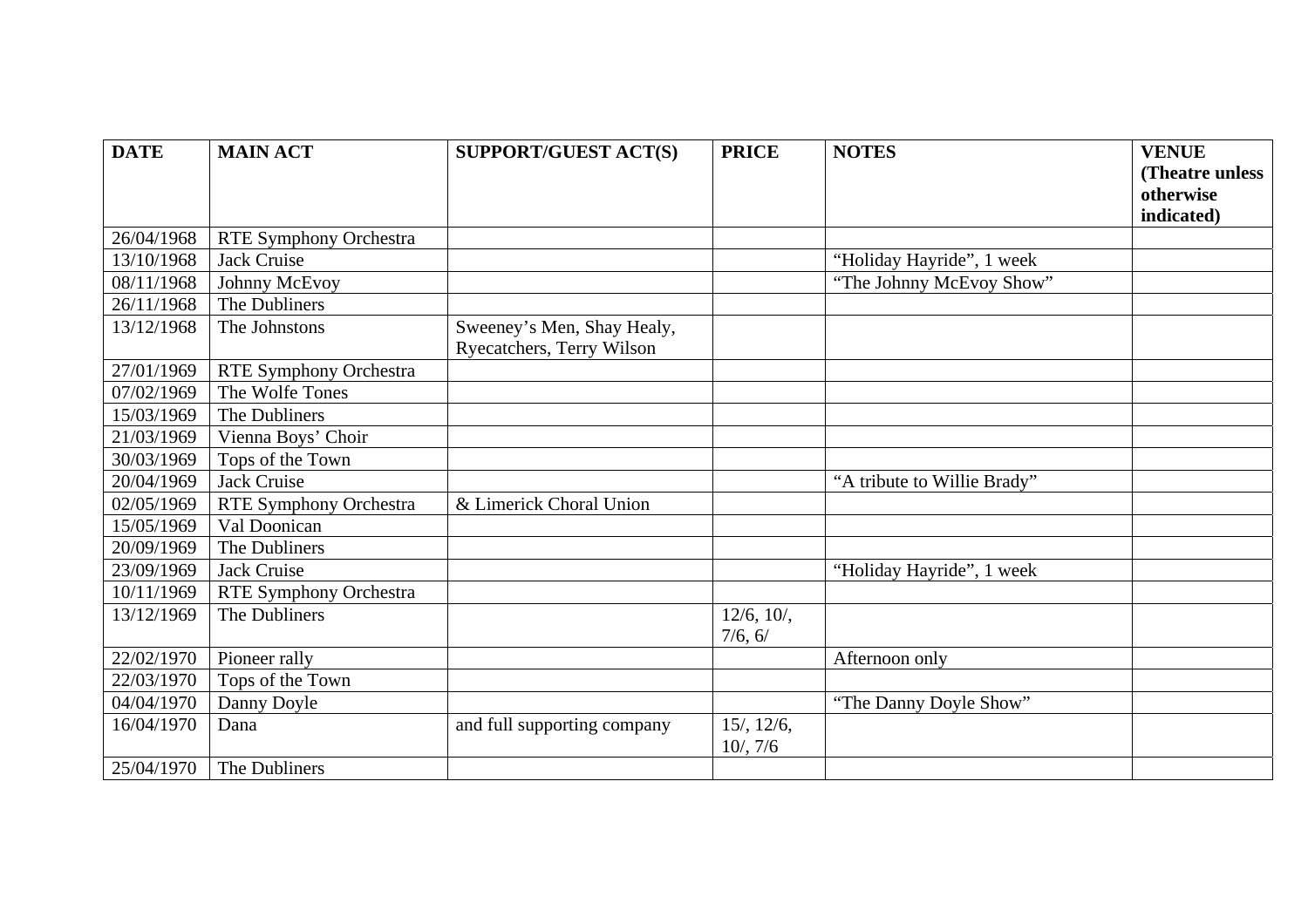| DATE | MAIN ACT | SUPPORT/GUEST ACT(S) | PRICE | NOTES | VENUE (Theatre unless otherwise indicated) |
|---|---|---|---|---|---|
| 26/04/1968 | RTE Symphony Orchestra | | | | |
| 13/10/1968 | Jack Cruise | | | "Holiday Hayride", 1 week | |
| 08/11/1968 | Johnny McEvoy | | | "The Johnny McEvoy Show" | |
| 26/11/1968 | The Dubliners | | | | |
| 13/12/1968 | The Johnstons | Sweeney's Men, Shay Healy, Ryecatchers, Terry Wilson | | | |
| 27/01/1969 | RTE Symphony Orchestra | | | | |
| 07/02/1969 | The Wolfe Tones | | | | |
| 15/03/1969 | The Dubliners | | | | |
| 21/03/1969 | Vienna Boys' Choir | | | | |
| 30/03/1969 | Tops of the Town | | | | |
| 20/04/1969 | Jack Cruise | | | "A tribute to Willie Brady" | |
| 02/05/1969 | RTE Symphony Orchestra | & Limerick Choral Union | | | |
| 15/05/1969 | Val Doonican | | | | |
| 20/09/1969 | The Dubliners | | | | |
| 23/09/1969 | Jack Cruise | | | "Holiday Hayride", 1 week | |
| 10/11/1969 | RTE Symphony Orchestra | | | | |
| 13/12/1969 | The Dubliners | | 12/6, 10/, 7/6, 6/ | | |
| 22/02/1970 | Pioneer rally | | | Afternoon only | |
| 22/03/1970 | Tops of the Town | | | | |
| 04/04/1970 | Danny Doyle | | | "The Danny Doyle Show" | |
| 16/04/1970 | Dana | and full supporting company | 15/, 12/6, 10/, 7/6 | | |
| 25/04/1970 | The Dubliners | | | | |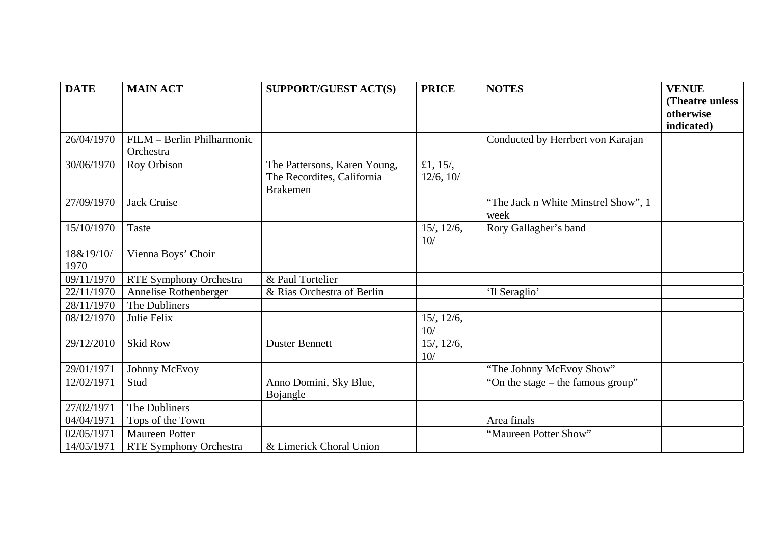| DATE | MAIN ACT | SUPPORT/GUEST ACT(S) | PRICE | NOTES | VENUE (Theatre unless otherwise indicated) |
|---|---|---|---|---|---|
| 26/04/1970 | FILM – Berlin Philharmonic Orchestra | | | Conducted by Herrbert von Karajan | |
| 30/06/1970 | Roy Orbison | The Pattersons, Karen Young, The Recordites, California Brakemen | £1, 15/, 12/6, 10/ | | |
| 27/09/1970 | Jack Cruise | | | "The Jack n White Minstrel Show", 1 week | |
| 15/10/1970 | Taste | | 15/, 12/6, 10/ | Rory Gallagher's band | |
| 18&19/10/ 1970 | Vienna Boys' Choir | | | | |
| 09/11/1970 | RTE Symphony Orchestra | & Paul Tortelier | | | |
| 22/11/1970 | Annelise Rothenberger | & Rias Orchestra of Berlin | | 'Il Seraglio' | |
| 28/11/1970 | The Dubliners | | | | |
| 08/12/1970 | Julie Felix | | 15/, 12/6, 10/ | | |
| 29/12/2010 | Skid Row | Duster Bennett | 15/, 12/6, 10/ | | |
| 29/01/1971 | Johnny McEvoy | | | "The Johnny McEvoy Show" | |
| 12/02/1971 | Stud | Anno Domini, Sky Blue, Bojangle | | "On the stage – the famous group" | |
| 27/02/1971 | The Dubliners | | | | |
| 04/04/1971 | Tops of the Town | | | Area finals | |
| 02/05/1971 | Maureen Potter | | | "Maureen Potter Show" | |
| 14/05/1971 | RTE Symphony Orchestra | & Limerick Choral Union | | | |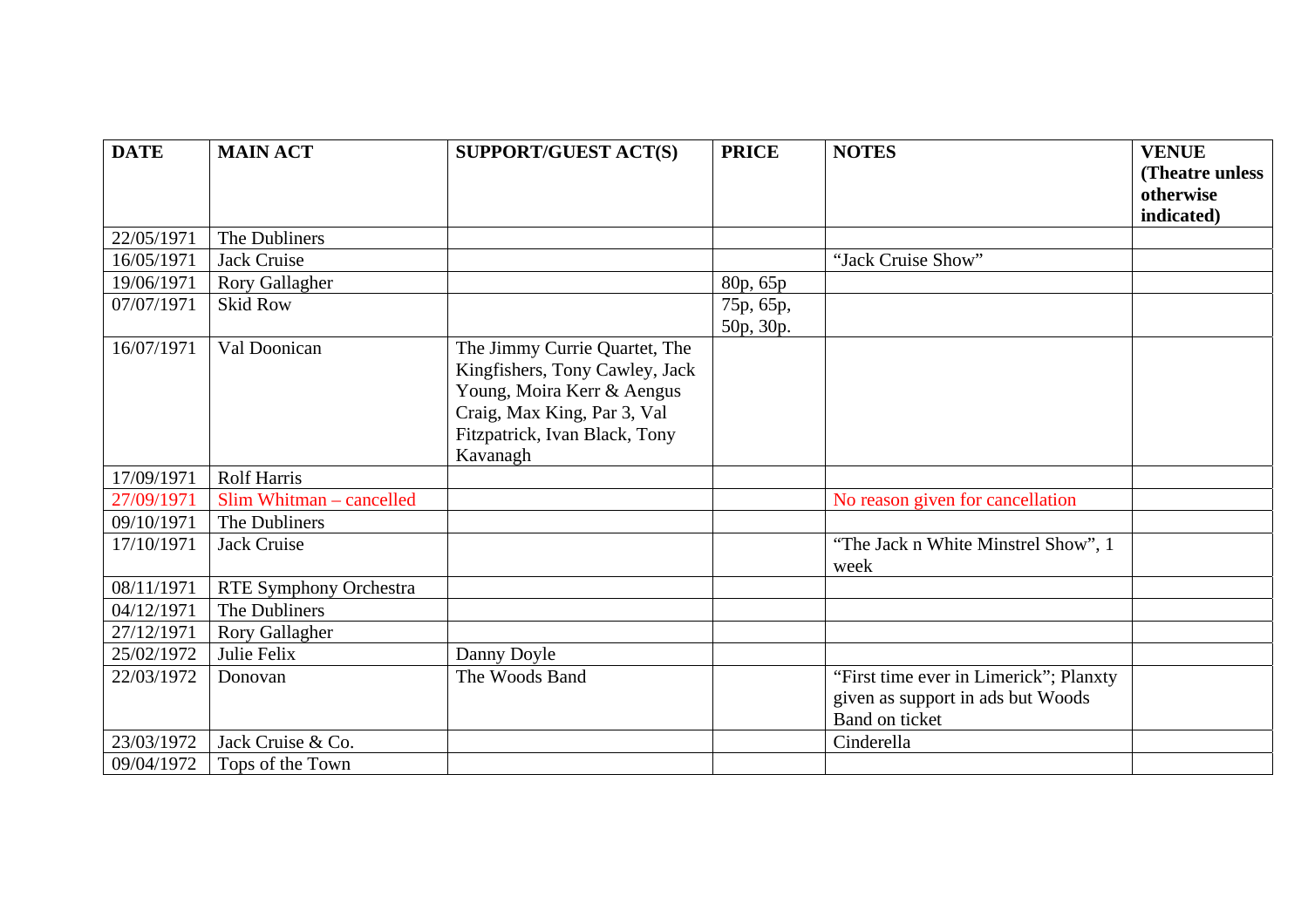| DATE | MAIN ACT | SUPPORT/GUEST ACT(S) | PRICE | NOTES | VENUE (Theatre unless otherwise indicated) |
|---|---|---|---|---|---|
| 22/05/1971 | The Dubliners | | | | |
| 16/05/1971 | Jack Cruise | | | "Jack Cruise Show" | |
| 19/06/1971 | Rory Gallagher | | 80p, 65p | | |
| 07/07/1971 | Skid Row | | 75p, 65p, 50p, 30p. | | |
| 16/07/1971 | Val Doonican | The Jimmy Currie Quartet, The Kingfishers, Tony Cawley, Jack Young, Moira Kerr & Aengus Craig, Max King, Par 3, Val Fitzpatrick, Ivan Black, Tony Kavanagh | | | |
| 17/09/1971 | Rolf Harris | | | | |
| 27/09/1971 | Slim Whitman – cancelled | | | No reason given for cancellation | |
| 09/10/1971 | The Dubliners | | | | |
| 17/10/1971 | Jack Cruise | | | "The Jack n White Minstrel Show", 1 week | |
| 08/11/1971 | RTE Symphony Orchestra | | | | |
| 04/12/1971 | The Dubliners | | | | |
| 27/12/1971 | Rory Gallagher | | | | |
| 25/02/1972 | Julie Felix | Danny Doyle | | | |
| 22/03/1972 | Donovan | The Woods Band | | "First time ever in Limerick"; Planxty given as support in ads but Woods Band on ticket | |
| 23/03/1972 | Jack Cruise & Co. | | | Cinderella | |
| 09/04/1972 | Tops of the Town | | | | |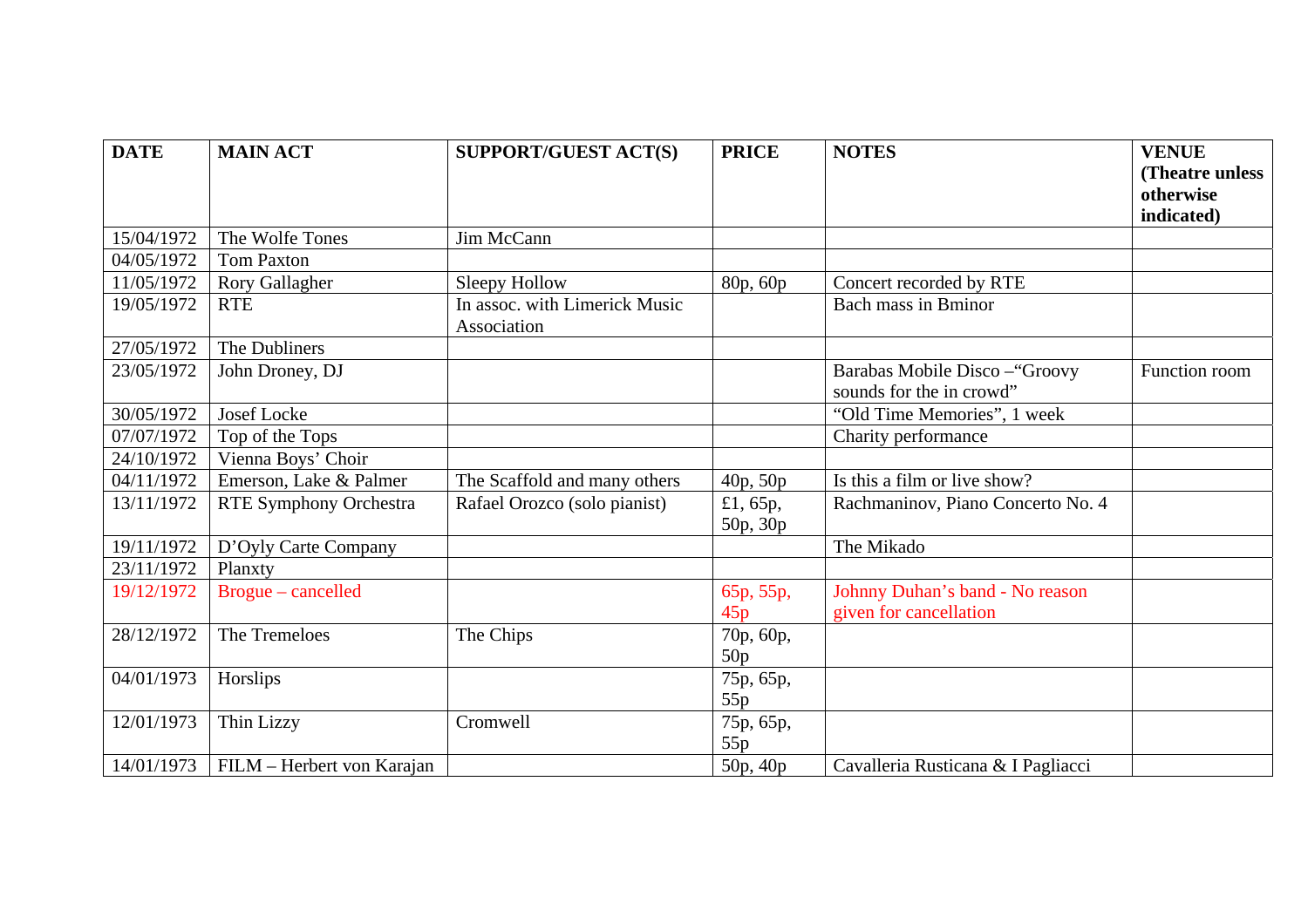| DATE | MAIN ACT | SUPPORT/GUEST ACT(S) | PRICE | NOTES | VENUE (Theatre unless otherwise indicated) |
|---|---|---|---|---|---|
| 15/04/1972 | The Wolfe Tones | Jim McCann | | | |
| 04/05/1972 | Tom Paxton | | | | |
| 11/05/1972 | Rory Gallagher | Sleepy Hollow | 80p, 60p | Concert recorded by RTE | |
| 19/05/1972 | RTE | In assoc. with Limerick Music Association | | Bach mass in Bminor | |
| 27/05/1972 | The Dubliners | | | | |
| 23/05/1972 | John Droney, DJ | | | Barabas Mobile Disco –"Groovy sounds for the in crowd" | Function room |
| 30/05/1972 | Josef Locke | | | "Old Time Memories", 1 week | |
| 07/07/1972 | Top of the Tops | | | Charity performance | |
| 24/10/1972 | Vienna Boys' Choir | | | | |
| 04/11/1972 | Emerson, Lake & Palmer | The Scaffold and many others | 40p, 50p | Is this a film or live show? | |
| 13/11/1972 | RTE Symphony Orchestra | Rafael Orozco (solo pianist) | £1, 65p, 50p, 30p | Rachmaninov, Piano Concerto No. 4 | |
| 19/11/1972 | D'Oyly Carte Company | | | The Mikado | |
| 23/11/1972 | Planxty | | | | |
| 19/12/1972 | Brogue – cancelled | | 65p, 55p, 45p | Johnny Duhan's band - No reason given for cancellation | |
| 28/12/1972 | The Tremeloes | The Chips | 70p, 60p, 50p | | |
| 04/01/1973 | Horslips | | 75p, 65p, 55p | | |
| 12/01/1973 | Thin Lizzy | Cromwell | 75p, 65p, 55p | | |
| 14/01/1973 | FILM – Herbert von Karajan | | 50p, 40p | Cavalleria Rusticana & I Pagliacci | |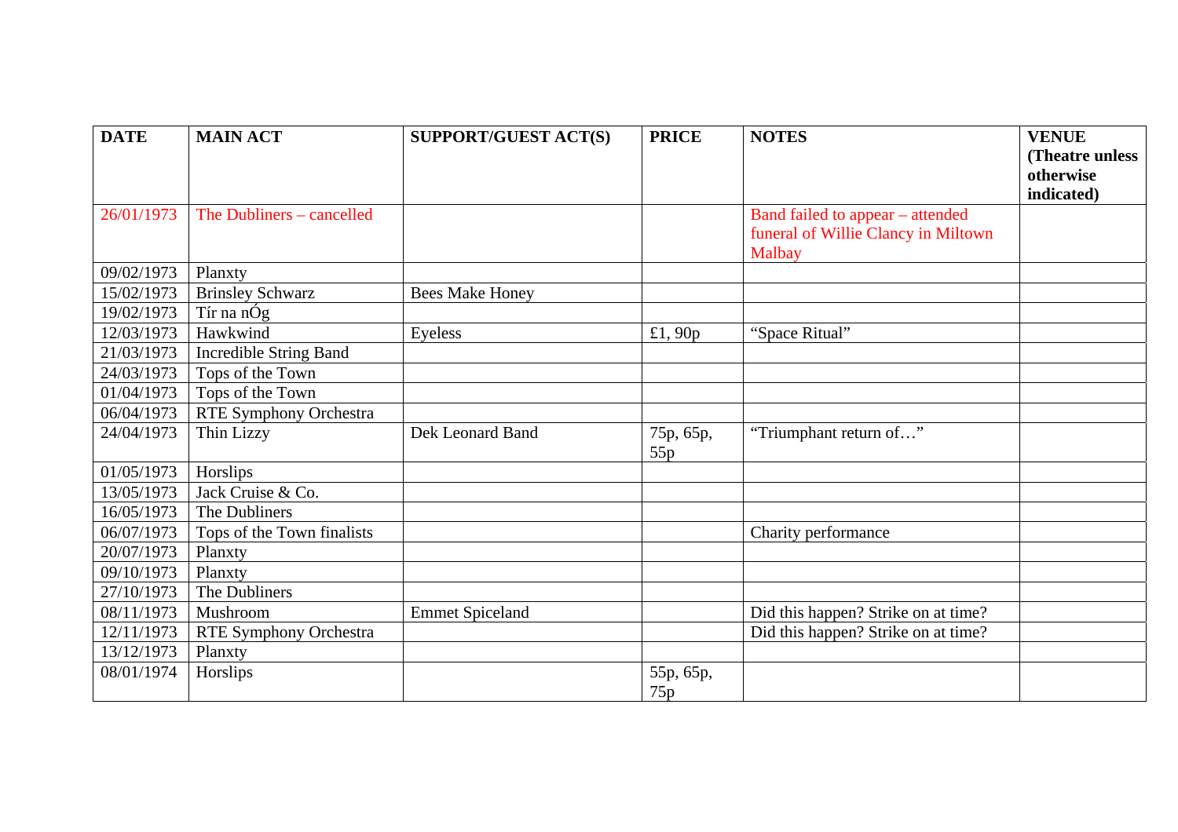| DATE | MAIN ACT | SUPPORT/GUEST ACT(S) | PRICE | NOTES | VENUE (Theatre unless otherwise indicated) |
|---|---|---|---|---|---|
| 26/01/1973 | The Dubliners – cancelled | | | Band failed to appear – attended funeral of Willie Clancy in Miltown Malbay | |
| 09/02/1973 | Planxty | | | | |
| 15/02/1973 | Brinsley Schwarz | Bees Make Honey | | | |
| 19/02/1973 | Tír na nÓg | | | | |
| 12/03/1973 | Hawkwind | Eyeless | £1, 90p | "Space Ritual" | |
| 21/03/1973 | Incredible String Band | | | | |
| 24/03/1973 | Tops of the Town | | | | |
| 01/04/1973 | Tops of the Town | | | | |
| 06/04/1973 | RTE Symphony Orchestra | | | | |
| 24/04/1973 | Thin Lizzy | Dek Leonard Band | 75p, 65p, 55p | "Triumphant return of…" | |
| 01/05/1973 | Horslips | | | | |
| 13/05/1973 | Jack Cruise & Co. | | | | |
| 16/05/1973 | The Dubliners | | | | |
| 06/07/1973 | Tops of the Town finalists | | | Charity performance | |
| 20/07/1973 | Planxty | | | | |
| 09/10/1973 | Planxty | | | | |
| 27/10/1973 | The Dubliners | | | | |
| 08/11/1973 | Mushroom | Emmet Spiceland | | Did this happen? Strike on at time? | |
| 12/11/1973 | RTE Symphony Orchestra | | | Did this happen? Strike on at time? | |
| 13/12/1973 | Planxty | | | | |
| 08/01/1974 | Horslips | | 55p, 65p, 75p | | |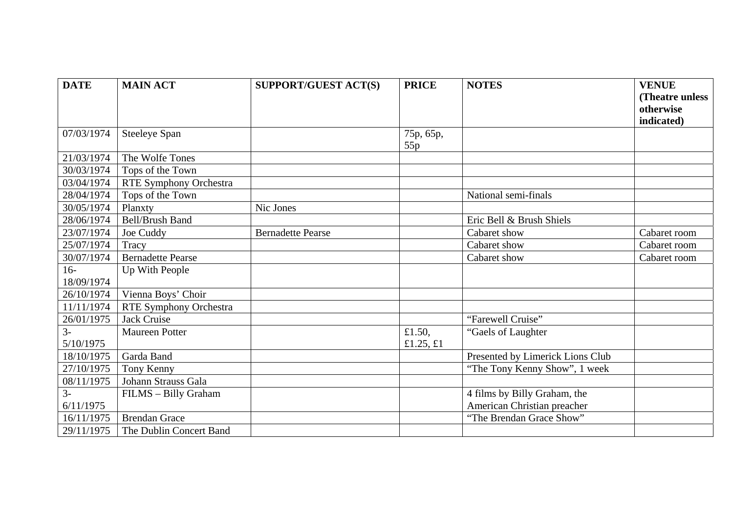| DATE | MAIN ACT | SUPPORT/GUEST ACT(S) | PRICE | NOTES | VENUE (Theatre unless otherwise indicated) |
|---|---|---|---|---|---|
| 07/03/1974 | Steeleye Span | | 75p, 65p, 55p | | |
| 21/03/1974 | The Wolfe Tones | | | | |
| 30/03/1974 | Tops of the Town | | | | |
| 03/04/1974 | RTE Symphony Orchestra | | | | |
| 28/04/1974 | Tops of the Town | | | National semi-finals | |
| 30/05/1974 | Planxty | Nic Jones | | | |
| 28/06/1974 | Bell/Brush Band | | | Eric Bell & Brush Shiels | |
| 23/07/1974 | Joe Cuddy | Bernadette Pearse | | Cabaret show | Cabaret room |
| 25/07/1974 | Tracy | | | Cabaret show | Cabaret room |
| 30/07/1974 | Bernadette Pearse | | | Cabaret show | Cabaret room |
| 16-18/09/1974 | Up With People | | | | |
| 26/10/1974 | Vienna Boys' Choir | | | | |
| 11/11/1974 | RTE Symphony Orchestra | | | | |
| 26/01/1975 | Jack Cruise | | | "Farewell Cruise" | |
| 3-5/10/1975 | Maureen Potter | | £1.50, £1.25, £1 | "Gaels of Laughter | |
| 18/10/1975 | Garda Band | | | Presented by Limerick Lions Club | |
| 27/10/1975 | Tony Kenny | | | "The Tony Kenny Show", 1 week | |
| 08/11/1975 | Johann Strauss Gala | | | | |
| 3-6/11/1975 | FILMS – Billy Graham | | | 4 films by Billy Graham, the American Christian preacher | |
| 16/11/1975 | Brendan Grace | | | "The Brendan Grace Show" | |
| 29/11/1975 | The Dublin Concert Band | | | | |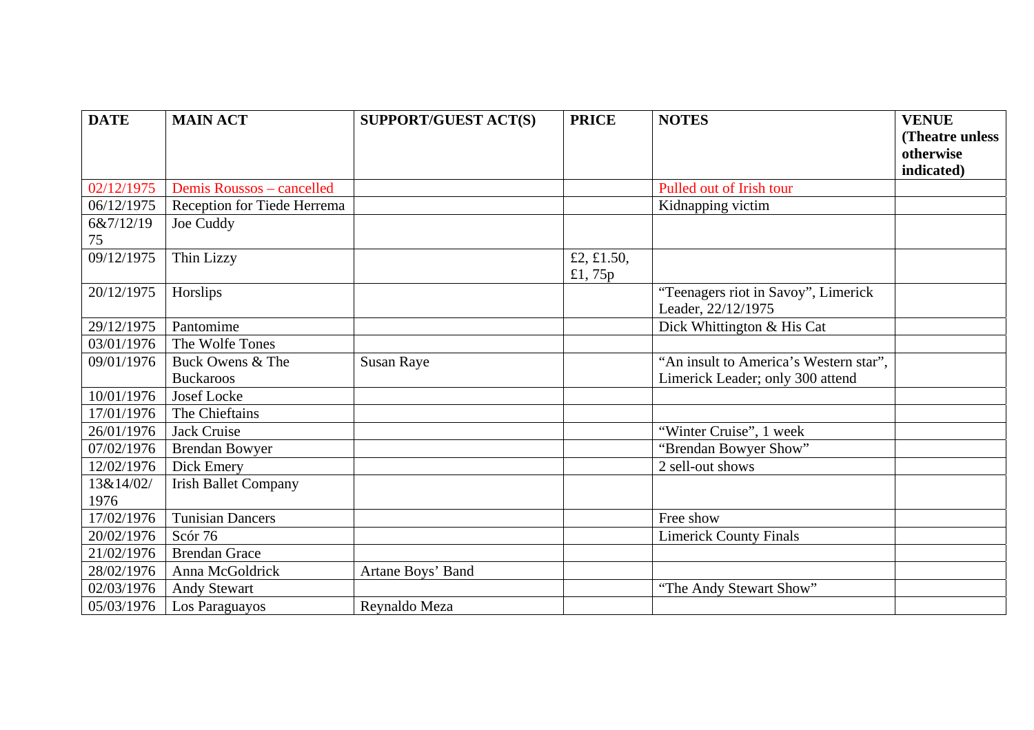| DATE | MAIN ACT | SUPPORT/GUEST ACT(S) | PRICE | NOTES | VENUE (Theatre unless otherwise indicated) |
|---|---|---|---|---|---|
| 02/12/1975 | Demis Roussos – cancelled | | | Pulled out of Irish tour | |
| 06/12/1975 | Reception for Tiede Herrema | | | Kidnapping victim | |
| 6&7/12/1975 | Joe Cuddy | | | | |
| 09/12/1975 | Thin Lizzy | | £2, £1.50, £1, 75p | | |
| 20/12/1975 | Horslips | | | "Teenagers riot in Savoy", Limerick Leader, 22/12/1975 | |
| 29/12/1975 | Pantomime | | | Dick Whittington & His Cat | |
| 03/01/1976 | The Wolfe Tones | | | | |
| 09/01/1976 | Buck Owens & The Buckaroos | Susan Raye | | "An insult to America's Western star", Limerick Leader; only 300 attend | |
| 10/01/1976 | Josef Locke | | | | |
| 17/01/1976 | The Chieftains | | | | |
| 26/01/1976 | Jack Cruise | | | "Winter Cruise", 1 week | |
| 07/02/1976 | Brendan Bowyer | | | "Brendan Bowyer Show" | |
| 12/02/1976 | Dick Emery | | | 2 sell-out shows | |
| 13&14/02/1976 | Irish Ballet Company | | | | |
| 17/02/1976 | Tunisian Dancers | | | Free show | |
| 20/02/1976 | Scór 76 | | | Limerick County Finals | |
| 21/02/1976 | Brendan Grace | | | | |
| 28/02/1976 | Anna McGoldrick | Artane Boys' Band | | | |
| 02/03/1976 | Andy Stewart | | | "The Andy Stewart Show" | |
| 05/03/1976 | Los Paraguayos | Reynaldo Meza | | | |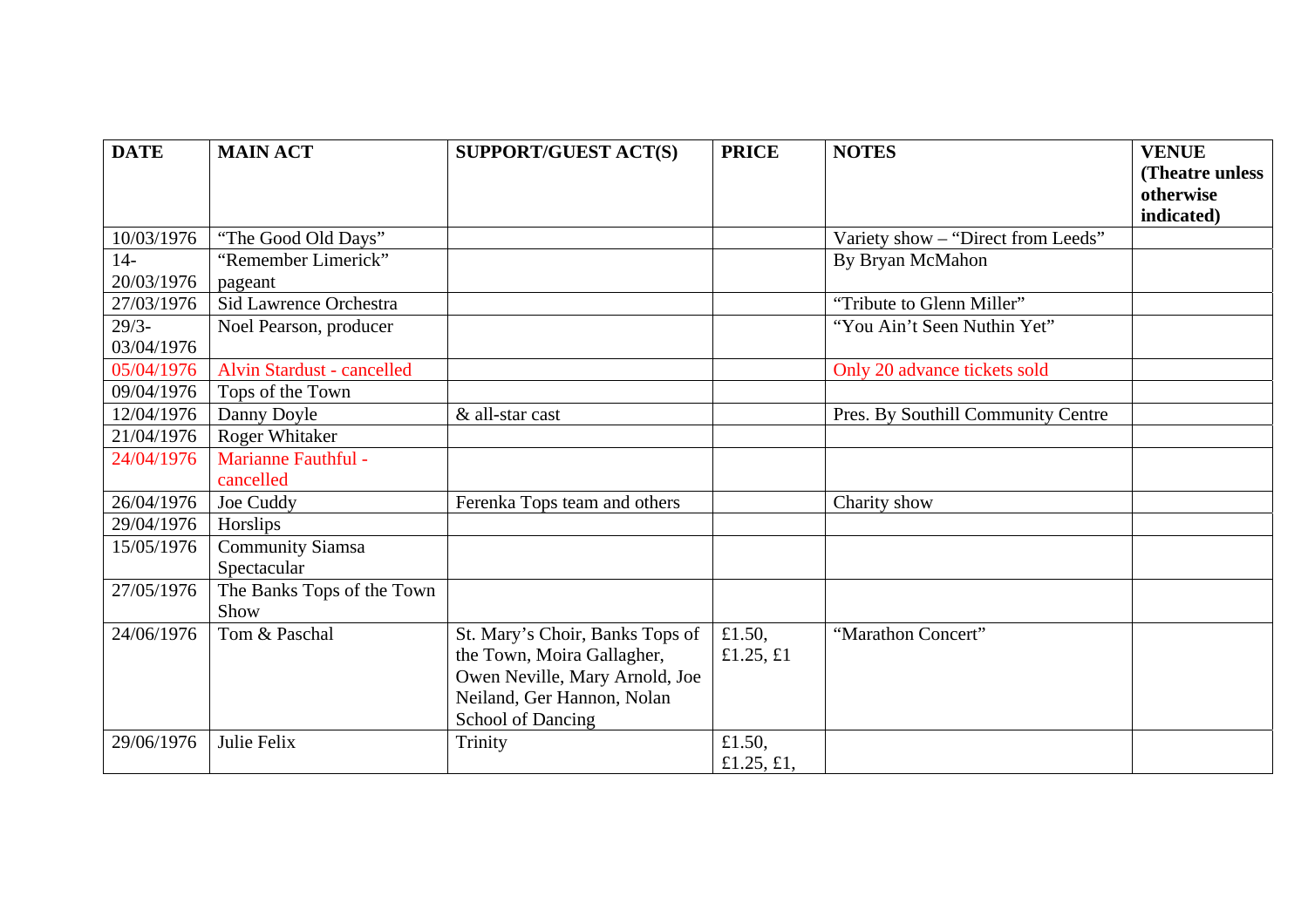| DATE | MAIN ACT | SUPPORT/GUEST ACT(S) | PRICE | NOTES | VENUE (Theatre unless otherwise indicated) |
|---|---|---|---|---|---|
| 10/03/1976 | "The Good Old Days" | | | Variety show – "Direct from Leeds" | |
| 14-20/03/1976 | "Remember Limerick" pageant | | | By Bryan McMahon | |
| 27/03/1976 | Sid Lawrence Orchestra | | | "Tribute to Glenn Miller" | |
| 29/3-03/04/1976 | Noel Pearson, producer | | | "You Ain't Seen Nuthin Yet" | |
| 05/04/1976 | Alvin Stardust - cancelled | | | Only 20 advance tickets sold | |
| 09/04/1976 | Tops of the Town | | | | |
| 12/04/1976 | Danny Doyle | & all-star cast | | Pres. By Southill Community Centre | |
| 21/04/1976 | Roger Whitaker | | | | |
| 24/04/1976 | Marianne Fauthful - cancelled | | | | |
| 26/04/1976 | Joe Cuddy | Ferenka Tops team and others | | Charity show | |
| 29/04/1976 | Horslips | | | | |
| 15/05/1976 | Community Siamsa Spectacular | | | | |
| 27/05/1976 | The Banks Tops of the Town Show | | | | |
| 24/06/1976 | Tom & Paschal | St. Mary's Choir, Banks Tops of the Town, Moira Gallagher, Owen Neville, Mary Arnold, Joe Neiland, Ger Hannon, Nolan School of Dancing | £1.50, £1.25, £1 | "Marathon Concert" | |
| 29/06/1976 | Julie Felix | Trinity | £1.50, £1.25, £1, | | |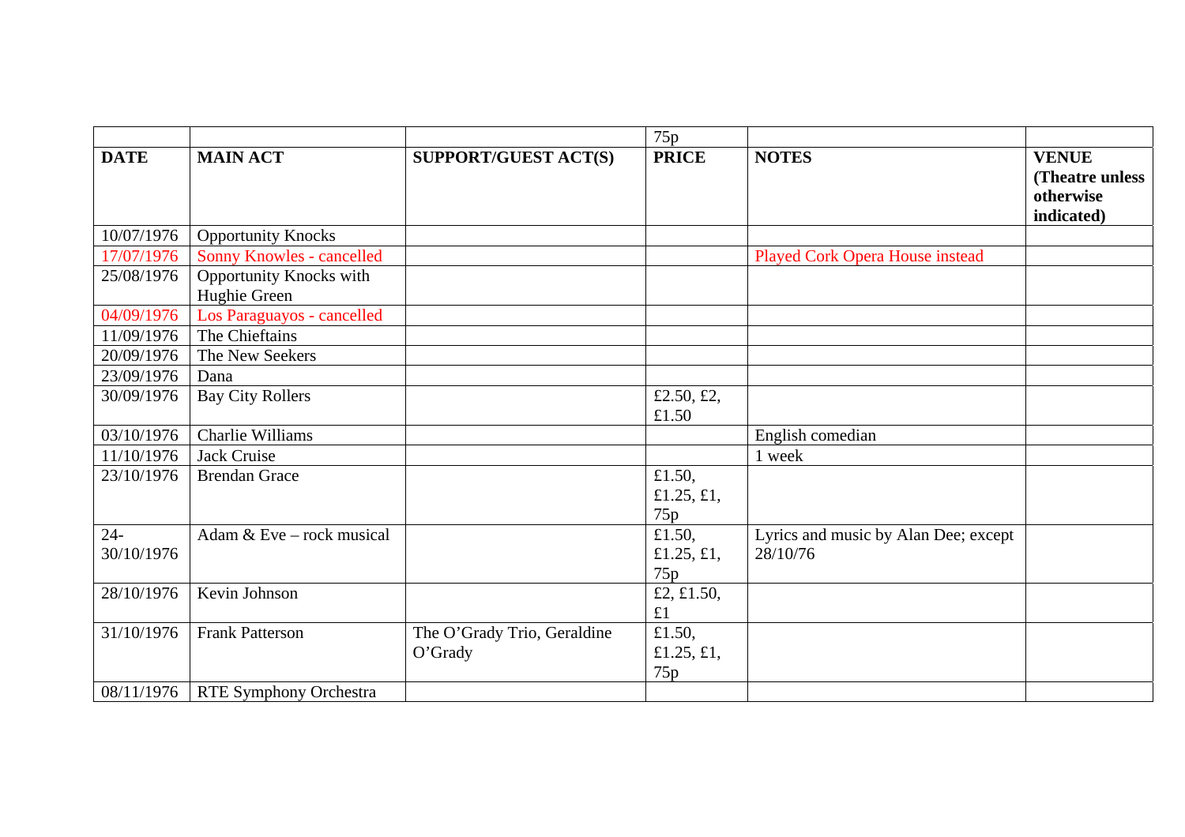| | | | 75p | | |
|---|---|---|---|---|---|
| **DATE** | **MAIN ACT** | **SUPPORT/GUEST ACT(S)** | **PRICE** | **NOTES** | **VENUE (Theatre unless otherwise indicated)** |
| 10/07/1976 | Opportunity Knocks | | | | |
| 17/07/1976 | Sonny Knowles - cancelled | | | Played Cork Opera House instead | |
| 25/08/1976 | Opportunity Knocks with Hughie Green | | | | |
| 04/09/1976 | Los Paraguayos - cancelled | | | | |
| 11/09/1976 | The Chieftains | | | | |
| 20/09/1976 | The New Seekers | | | | |
| 23/09/1976 | Dana | | | | |
| 30/09/1976 | Bay City Rollers | | £2.50, £2, £1.50 | | |
| 03/10/1976 | Charlie Williams | | | English comedian | |
| 11/10/1976 | Jack Cruise | | | 1 week | |
| 23/10/1976 | Brendan Grace | | £1.50, £1.25, £1, 75p | | |
| 24-30/10/1976 | Adam & Eve – rock musical | | £1.50, £1.25, £1, 75p | Lyrics and music by Alan Dee; except 28/10/76 | |
| 28/10/1976 | Kevin Johnson | | £2, £1.50, £1 | | |
| 31/10/1976 | Frank Patterson | The O'Grady Trio, Geraldine O'Grady | £1.50, £1.25, £1, 75p | | |
| 08/11/1976 | RTE Symphony Orchestra | | | | |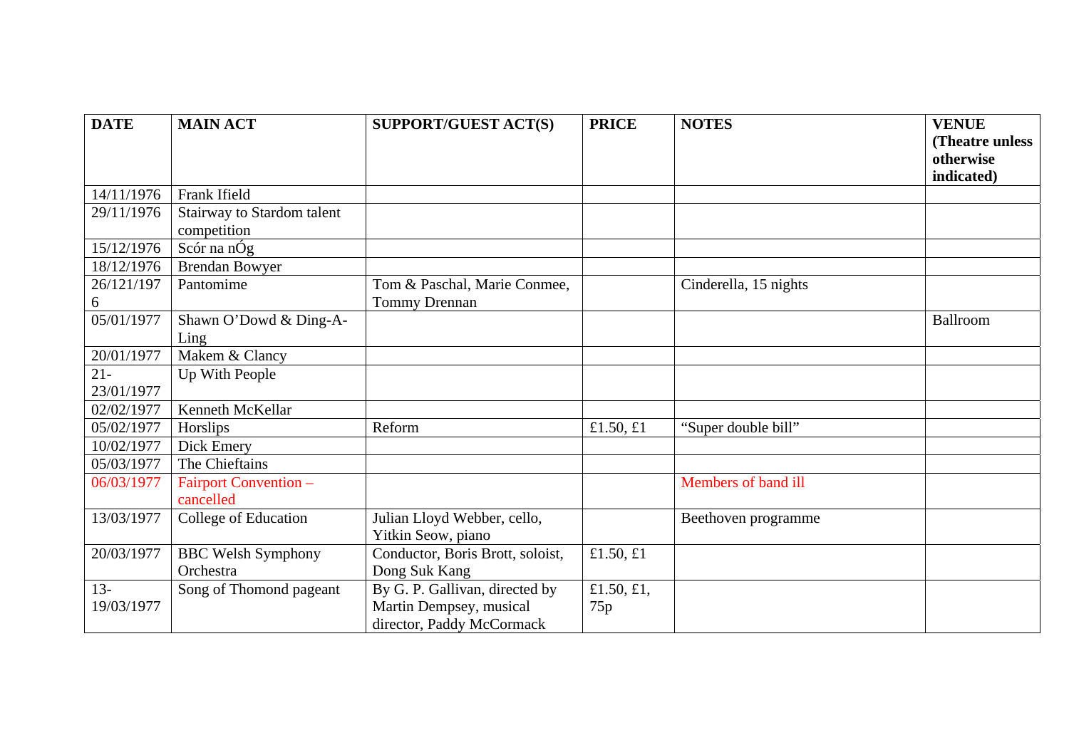| DATE | MAIN ACT | SUPPORT/GUEST ACT(S) | PRICE | NOTES | VENUE (Theatre unless otherwise indicated) |
|---|---|---|---|---|---|
| 14/11/1976 | Frank Ifield | | | | |
| 29/11/1976 | Stairway to Stardom talent competition | | | | |
| 15/12/1976 | Scór na nÓg | | | | |
| 18/12/1976 | Brendan Bowyer | | | | |
| 26/121/1976 | Pantomime | Tom & Paschal, Marie Conmee, Tommy Drennan | | Cinderella, 15 nights | |
| 05/01/1977 | Shawn O'Dowd & Ding-A-Ling | | | | Ballroom |
| 20/01/1977 | Makem & Clancy | | | | |
| 21-23/01/1977 | Up With People | | | | |
| 02/02/1977 | Kenneth McKellar | | | | |
| 05/02/1977 | Horslips | Reform | £1.50, £1 | "Super double bill" | |
| 10/02/1977 | Dick Emery | | | | |
| 05/03/1977 | The Chieftains | | | | |
| 06/03/1977 | Fairport Convention – cancelled | | | Members of band ill | |
| 13/03/1977 | College of Education | Julian Lloyd Webber, cello, Yitkin Seow, piano | | Beethoven programme | |
| 20/03/1977 | BBC Welsh Symphony Orchestra | Conductor, Boris Brott, soloist, Dong Suk Kang | £1.50, £1 | | |
| 13-19/03/1977 | Song of Thomond pageant | By G. P. Gallivan, directed by Martin Dempsey, musical director, Paddy McCormack | £1.50, £1, 75p | | |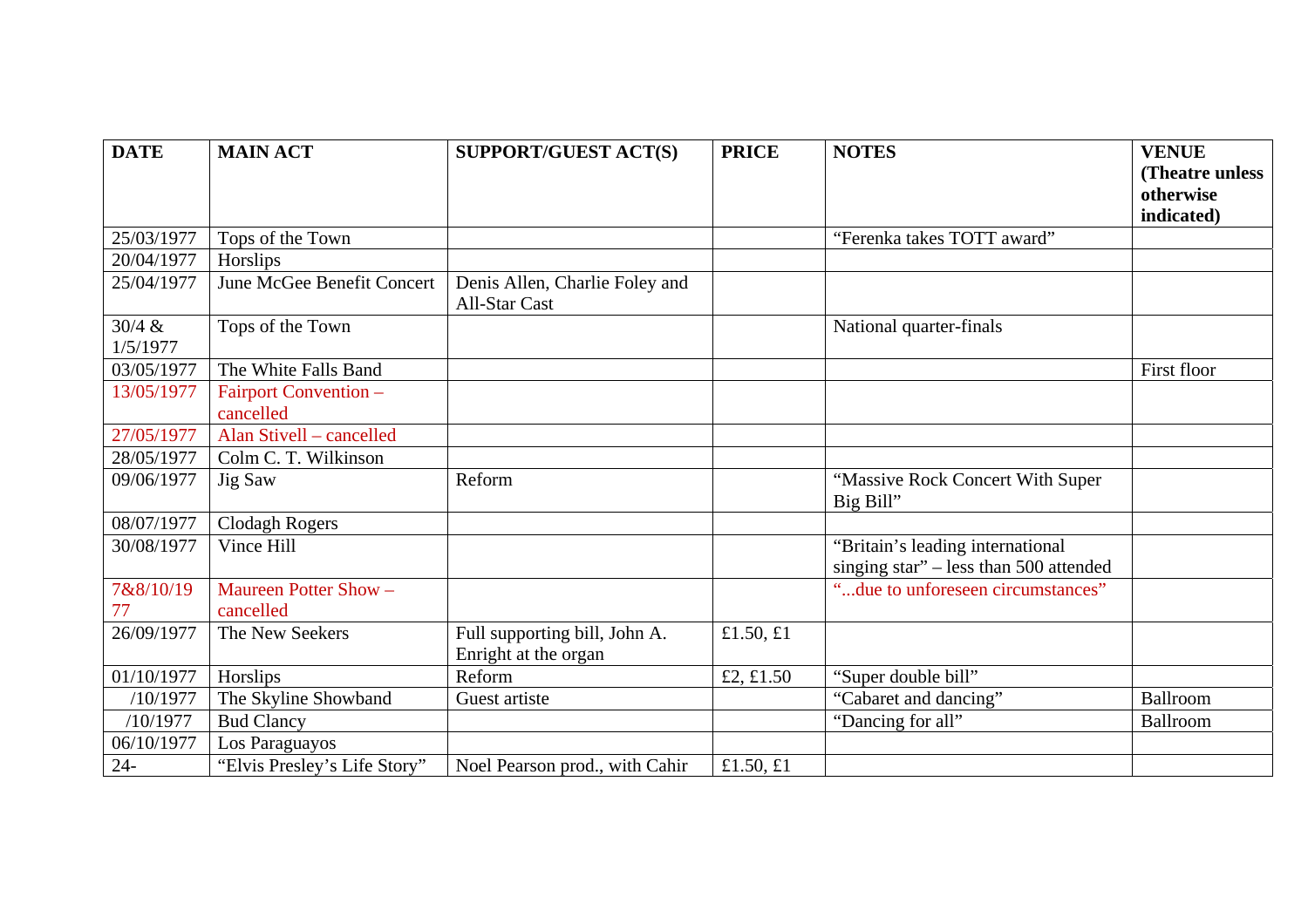| DATE | MAIN ACT | SUPPORT/GUEST ACT(S) | PRICE | NOTES | VENUE (Theatre unless otherwise indicated) |
|---|---|---|---|---|---|
| 25/03/1977 | Tops of the Town | | | "Ferenka takes TOTT award" | |
| 20/04/1977 | Horslips | | | | |
| 25/04/1977 | June McGee Benefit Concert | Denis Allen, Charlie Foley and All-Star Cast | | | |
| 30/4 & 1/5/1977 | Tops of the Town | | | National quarter-finals | |
| 03/05/1977 | The White Falls Band | | | | First floor |
| 13/05/1977 | Fairport Convention – cancelled | | | | |
| 27/05/1977 | Alan Stivell – cancelled | | | | |
| 28/05/1977 | Colm C. T. Wilkinson | | | | |
| 09/06/1977 | Jig Saw | Reform | | "Massive Rock Concert With Super Big Bill" | |
| 08/07/1977 | Clodagh Rogers | | | | |
| 30/08/1977 | Vince Hill | | | "Britain's leading international singing star" – less than 500 attended | |
| 7&8/10/1977 | Maureen Potter Show – cancelled | | | "...due to unforeseen circumstances" | |
| 26/09/1977 | The New Seekers | Full supporting bill, John A. Enright at the organ | £1.50, £1 | | |
| 01/10/1977 | Horslips | Reform | £2, £1.50 | "Super double bill" | |
| /10/1977 | The Skyline Showband | Guest artiste | | "Cabaret and dancing" | Ballroom |
| /10/1977 | Bud Clancy | | | "Dancing for all" | Ballroom |
| 06/10/1977 | Los Paraguayos | | | | |
| 24- | "Elvis Presley's Life Story" | Noel Pearson prod., with Cahir | £1.50, £1 | | |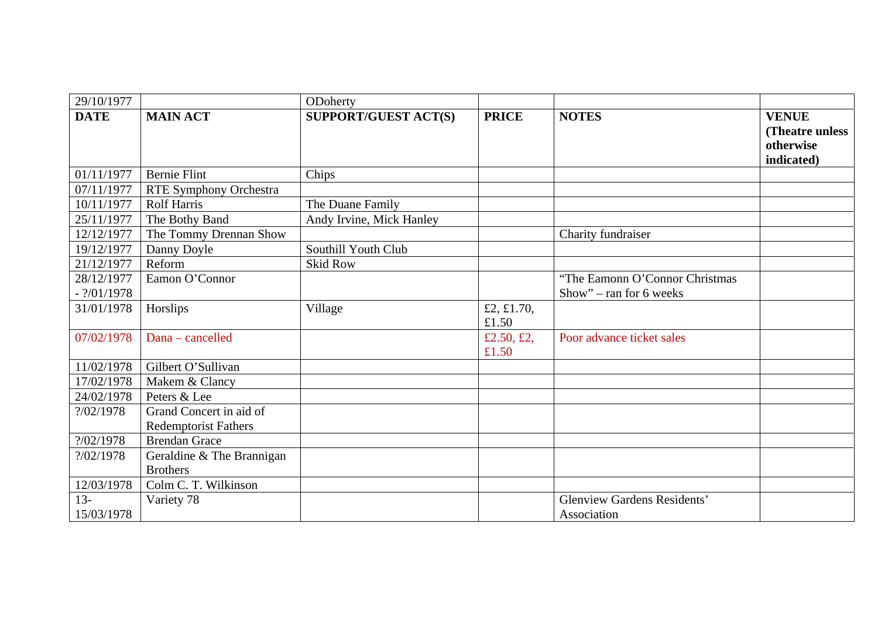| 29/10/1977 | | ODoherty | | | |
|---|---|---|---|---|---|
| **DATE** | **MAIN ACT** | **SUPPORT/GUEST ACT(S)** | **PRICE** | **NOTES** | **VENUE (Theatre unless otherwise indicated)** |
| 01/11/1977 | Bernie Flint | Chips | | | |
| 07/11/1977 | RTE Symphony Orchestra | | | | |
| 10/11/1977 | Rolf Harris | The Duane Family | | | |
| 25/11/1977 | The Bothy Band | Andy Irvine, Mick Hanley | | | |
| 12/12/1977 | The Tommy Drennan Show | | | Charity fundraiser | |
| 19/12/1977 | Danny Doyle | Southill Youth Club | | | |
| 21/12/1977 | Reform | Skid Row | | | |
| 28/12/1977 - ?/01/1978 | Eamon O'Connor | | | "The Eamonn O'Connor Christmas Show" – ran for 6 weeks | |
| 31/01/1978 | Horslips | Village | £2, £1.70, £1.50 | | |
| 07/02/1978 | Dana – cancelled | | £2.50, £2, £1.50 | Poor advance ticket sales | |
| 11/02/1978 | Gilbert O'Sullivan | | | | |
| 17/02/1978 | Makem & Clancy | | | | |
| 24/02/1978 | Peters & Lee | | | | |
| ?/02/1978 | Grand Concert in aid of Redemptorist Fathers | | | | |
| ?/02/1978 | Brendan Grace | | | | |
| ?/02/1978 | Geraldine & The Brannigan Brothers | | | | |
| 12/03/1978 | Colm C. T. Wilkinson | | | | |
| 13-15/03/1978 | Variety 78 | | | Glenview Gardens Residents' Association | |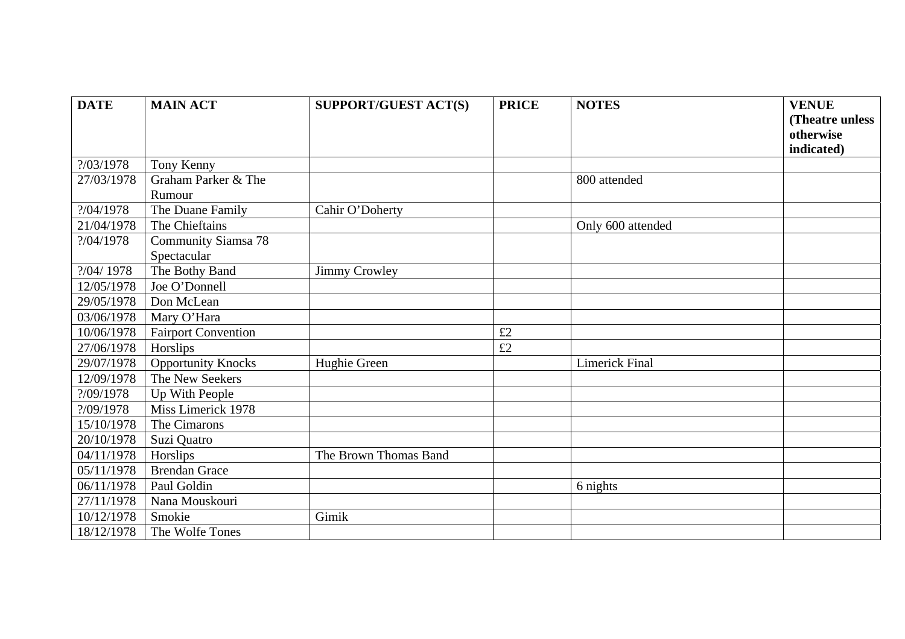| DATE | MAIN ACT | SUPPORT/GUEST ACT(S) | PRICE | NOTES | VENUE (Theatre unless otherwise indicated) |
|---|---|---|---|---|---|
| ?/03/1978 | Tony Kenny | | | | |
| 27/03/1978 | Graham Parker & The Rumour | | | 800 attended | |
| ?/04/1978 | The Duane Family | Cahir O'Doherty | | | |
| 21/04/1978 | The Chieftains | | | Only 600 attended | |
| ?/04/1978 | Community Siamsa 78 Spectacular | | | | |
| ?/04/ 1978 | The Bothy Band | Jimmy Crowley | | | |
| 12/05/1978 | Joe O'Donnell | | | | |
| 29/05/1978 | Don McLean | | | | |
| 03/06/1978 | Mary O'Hara | | | | |
| 10/06/1978 | Fairport Convention | | £2 | | |
| 27/06/1978 | Horslips | | £2 | | |
| 29/07/1978 | Opportunity Knocks | Hughie Green | | Limerick Final | |
| 12/09/1978 | The New Seekers | | | | |
| ?/09/1978 | Up With People | | | | |
| ?/09/1978 | Miss Limerick 1978 | | | | |
| 15/10/1978 | The Cimarons | | | | |
| 20/10/1978 | Suzi Quatro | | | | |
| 04/11/1978 | Horslips | The Brown Thomas Band | | | |
| 05/11/1978 | Brendan Grace | | | | |
| 06/11/1978 | Paul Goldin | | | 6 nights | |
| 27/11/1978 | Nana Mouskouri | | | | |
| 10/12/1978 | Smokie | Gimik | | | |
| 18/12/1978 | The Wolfe Tones | | | | |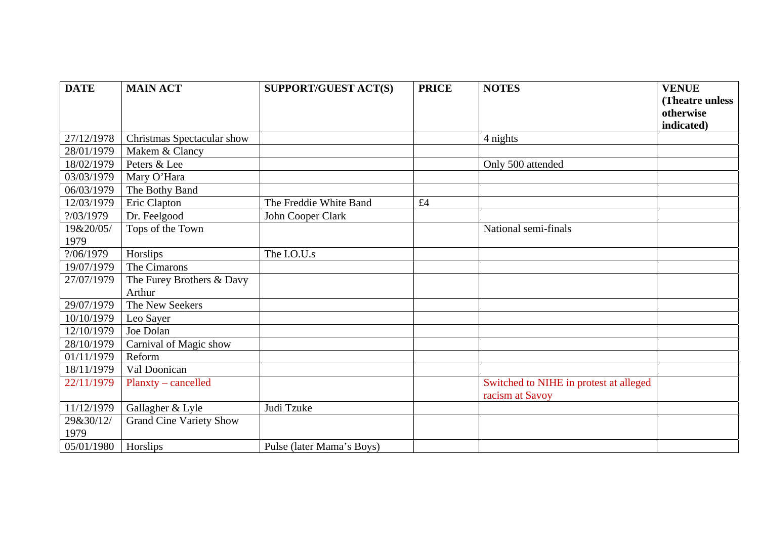| DATE | MAIN ACT | SUPPORT/GUEST ACT(S) | PRICE | NOTES | VENUE (Theatre unless otherwise indicated) |
|---|---|---|---|---|---|
| 27/12/1978 | Christmas Spectacular show | | | 4 nights | |
| 28/01/1979 | Makem & Clancy | | | | |
| 18/02/1979 | Peters & Lee | | | Only 500 attended | |
| 03/03/1979 | Mary O’Hara | | | | |
| 06/03/1979 | The Bothy Band | | | | |
| 12/03/1979 | Eric Clapton | The Freddie White Band | £4 | | |
| ?/03/1979 | Dr. Feelgood | John Cooper Clark | | | |
| 19&20/05/1979 | Tops of the Town | | | National semi-finals | |
| ?/06/1979 | Horslips | The I.O.U.s | | | |
| 19/07/1979 | The Cimarons | | | | |
| 27/07/1979 | The Furey Brothers & Davy Arthur | | | | |
| 29/07/1979 | The New Seekers | | | | |
| 10/10/1979 | Leo Sayer | | | | |
| 12/10/1979 | Joe Dolan | | | | |
| 28/10/1979 | Carnival of Magic show | | | | |
| 01/11/1979 | Reform | | | | |
| 18/11/1979 | Val Doonican | | | | |
| 22/11/1979 | Planxty – cancelled | | | Switched to NIHE in protest at alleged racism at Savoy | |
| 11/12/1979 | Gallagher & Lyle | Judi Tzuke | | | |
| 29&30/12/1979 | Grand Cine Variety Show | | | | |
| 05/01/1980 | Horslips | Pulse (later Mama’s Boys) | | | |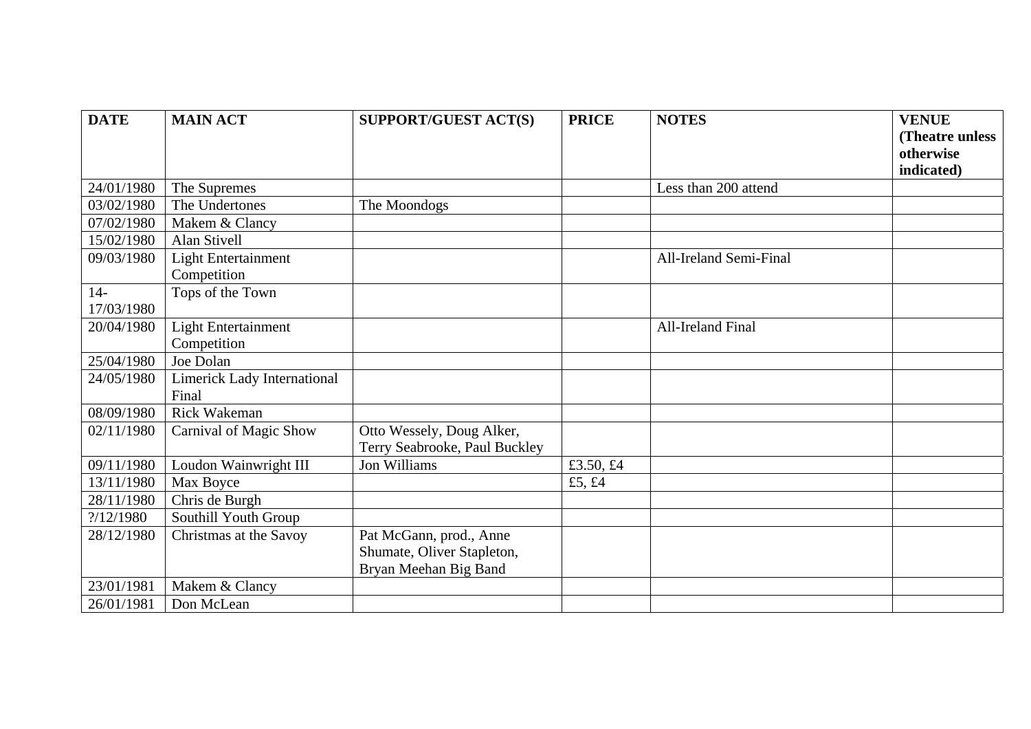| DATE | MAIN ACT | SUPPORT/GUEST ACT(S) | PRICE | NOTES | VENUE (Theatre unless otherwise indicated) |
|---|---|---|---|---|---|
| 24/01/1980 | The Supremes | | | Less than 200 attend | |
| 03/02/1980 | The Undertones | The Moondogs | | | |
| 07/02/1980 | Makem & Clancy | | | | |
| 15/02/1980 | Alan Stivell | | | | |
| 09/03/1980 | Light Entertainment Competition | | | All-Ireland Semi-Final | |
| 14-17/03/1980 | Tops of the Town | | | | |
| 20/04/1980 | Light Entertainment Competition | | | All-Ireland Final | |
| 25/04/1980 | Joe Dolan | | | | |
| 24/05/1980 | Limerick Lady International Final | | | | |
| 08/09/1980 | Rick Wakeman | | | | |
| 02/11/1980 | Carnival of Magic Show | Otto Wessely, Doug Alker, Terry Seabrooke, Paul Buckley | | | |
| 09/11/1980 | Loudon Wainwright III | Jon Williams | £3.50, £4 | | |
| 13/11/1980 | Max Boyce | | £5, £4 | | |
| 28/11/1980 | Chris de Burgh | | | | |
| ?/12/1980 | Southill Youth Group | | | | |
| 28/12/1980 | Christmas at the Savoy | Pat McGann, prod., Anne Shumate, Oliver Stapleton, Bryan Meehan Big Band | | | |
| 23/01/1981 | Makem & Clancy | | | | |
| 26/01/1981 | Don McLean | | | | |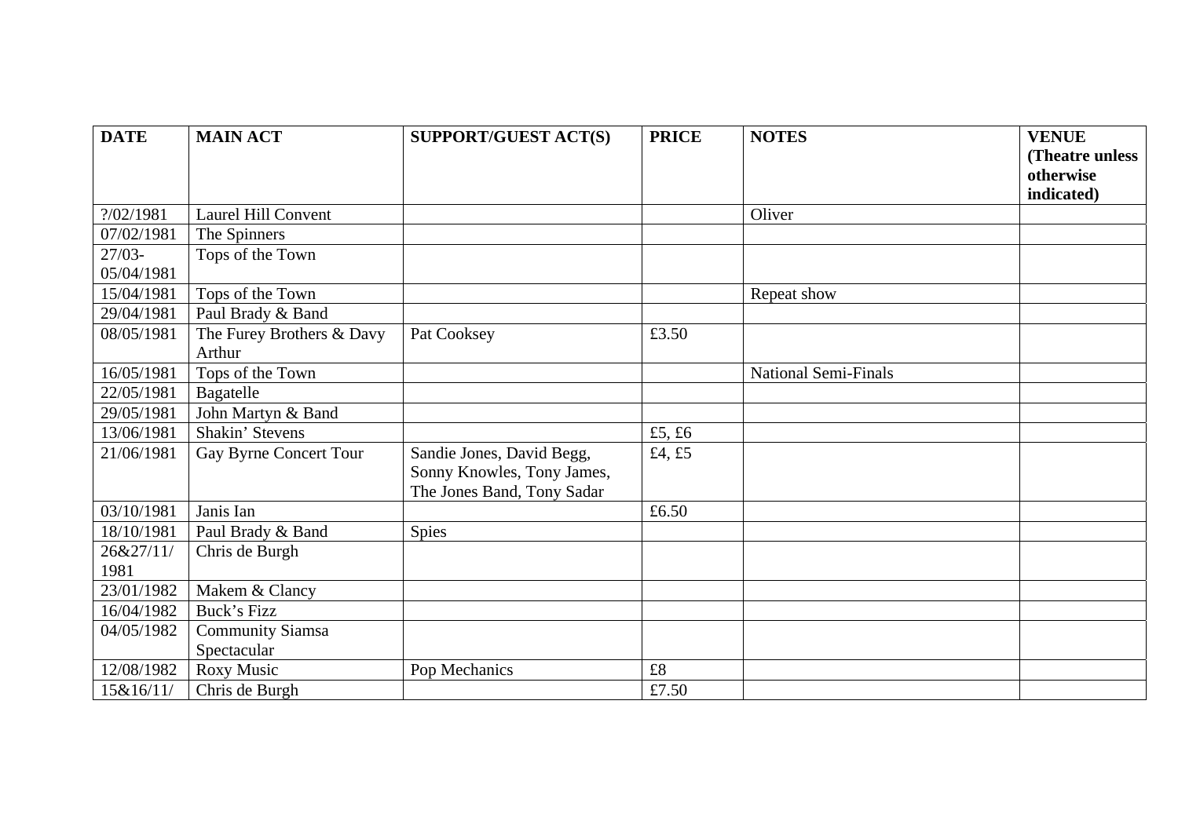| DATE | MAIN ACT | SUPPORT/GUEST ACT(S) | PRICE | NOTES | VENUE (Theatre unless otherwise indicated) |
|---|---|---|---|---|---|
| ?/02/1981 | Laurel Hill Convent | | | Oliver | |
| 07/02/1981 | The Spinners | | | | |
| 27/03-05/04/1981 | Tops of the Town | | | | |
| 15/04/1981 | Tops of the Town | | | Repeat show | |
| 29/04/1981 | Paul Brady & Band | | | | |
| 08/05/1981 | The Furey Brothers & Davy Arthur | Pat Cooksey | £3.50 | | |
| 16/05/1981 | Tops of the Town | | | National Semi-Finals | |
| 22/05/1981 | Bagatelle | | | | |
| 29/05/1981 | John Martyn & Band | | | | |
| 13/06/1981 | Shakin' Stevens | | £5, £6 | | |
| 21/06/1981 | Gay Byrne Concert Tour | Sandie Jones, David Begg, Sonny Knowles, Tony James, The Jones Band, Tony Sadar | £4, £5 | | |
| 03/10/1981 | Janis Ian | | £6.50 | | |
| 18/10/1981 | Paul Brady & Band | Spies | | | |
| 26&27/11/1981 | Chris de Burgh | | | | |
| 23/01/1982 | Makem & Clancy | | | | |
| 16/04/1982 | Buck's Fizz | | | | |
| 04/05/1982 | Community Siamsa Spectacular | | | | |
| 12/08/1982 | Roxy Music | Pop Mechanics | £8 | | |
| 15&16/11/ | Chris de Burgh | | £7.50 | | |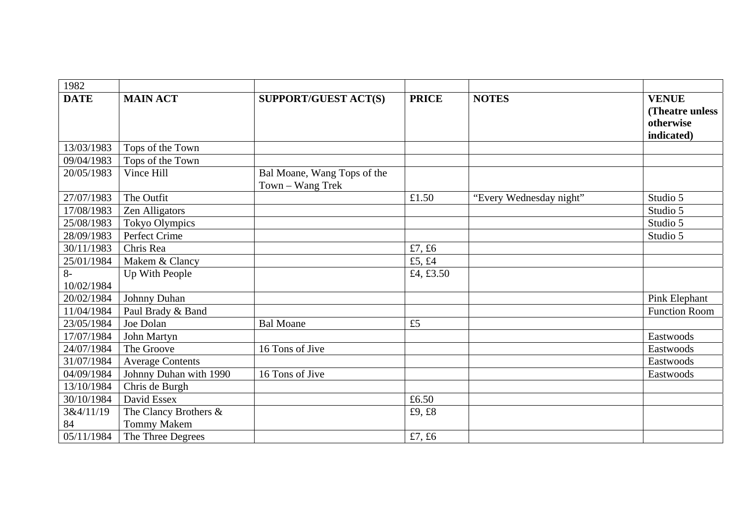| 1982 | | | | | |
|---|---|---|---|---|---|
| **DATE** | **MAIN ACT** | **SUPPORT/GUEST ACT(S)** | **PRICE** | **NOTES** | **VENUE (Theatre unless otherwise indicated)** |
| 13/03/1983 | Tops of the Town | | | | |
| 09/04/1983 | Tops of the Town | | | | |
| 20/05/1983 | Vince Hill | Bal Moane, Wang Tops of the Town – Wang Trek | | | |
| 27/07/1983 | The Outfit | | £1.50 | "Every Wednesday night" | Studio 5 |
| 17/08/1983 | Zen Alligators | | | | Studio 5 |
| 25/08/1983 | Tokyo Olympics | | | | Studio 5 |
| 28/09/1983 | Perfect Crime | | | | Studio 5 |
| 30/11/1983 | Chris Rea | | £7, £6 | | |
| 25/01/1984 | Makem & Clancy | | £5, £4 | | |
| 8-10/02/1984 | Up With People | | £4, £3.50 | | |
| 20/02/1984 | Johnny Duhan | | | | Pink Elephant |
| 11/04/1984 | Paul Brady & Band | | | | Function Room |
| 23/05/1984 | Joe Dolan | Bal Moane | £5 | | |
| 17/07/1984 | John Martyn | | | | Eastwoods |
| 24/07/1984 | The Groove | 16 Tons of Jive | | | Eastwoods |
| 31/07/1984 | Average Contents | | | | Eastwoods |
| 04/09/1984 | Johnny Duhan with 1990 | 16 Tons of Jive | | | Eastwoods |
| 13/10/1984 | Chris de Burgh | | | | |
| 30/10/1984 | David Essex | | £6.50 | | |
| 3&4/11/1984 | The Clancy Brothers & Tommy Makem | | £9, £8 | | |
| 05/11/1984 | The Three Degrees | | £7, £6 | | |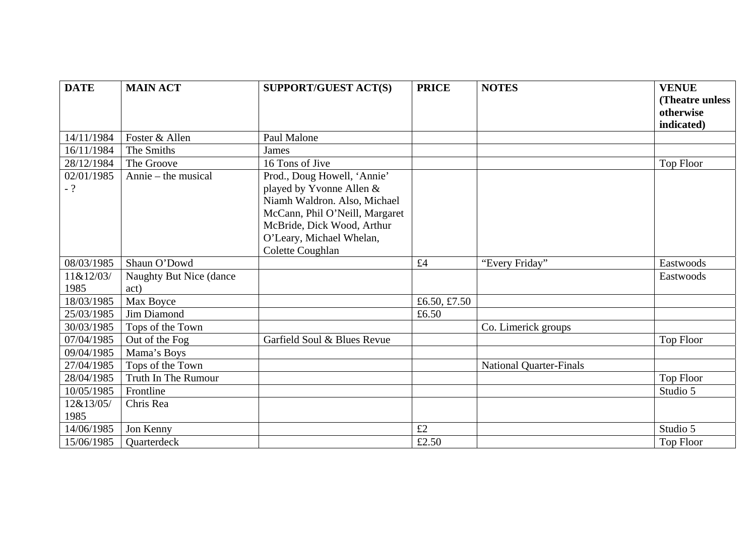| DATE | MAIN ACT | SUPPORT/GUEST ACT(S) | PRICE | NOTES | VENUE (Theatre unless otherwise indicated) |
|---|---|---|---|---|---|
| 14/11/1984 | Foster & Allen | Paul Malone | | | |
| 16/11/1984 | The Smiths | James | | | |
| 28/12/1984 | The Groove | 16 Tons of Jive | | | Top Floor |
| 02/01/1985 - ? | Annie – the musical | Prod., Doug Howell, 'Annie' played by Yvonne Allen & Niamh Waldron. Also, Michael McCann, Phil O'Neill, Margaret McBride, Dick Wood, Arthur O'Leary, Michael Whelan, Colette Coughlan | | | |
| 08/03/1985 | Shaun O'Dowd | | £4 | "Every Friday" | Eastwoods |
| 11&12/03/1985 | Naughty But Nice (dance act) | | | | Eastwoods |
| 18/03/1985 | Max Boyce | | £6.50, £7.50 | | |
| 25/03/1985 | Jim Diamond | | £6.50 | | |
| 30/03/1985 | Tops of the Town | | | Co. Limerick groups | |
| 07/04/1985 | Out of the Fog | Garfield Soul & Blues Revue | | | Top Floor |
| 09/04/1985 | Mama's Boys | | | | |
| 27/04/1985 | Tops of the Town | | | National Quarter-Finals | |
| 28/04/1985 | Truth In The Rumour | | | | Top Floor |
| 10/05/1985 | Frontline | | | | Studio 5 |
| 12&13/05/1985 | Chris Rea | | | | |
| 14/06/1985 | Jon Kenny | | £2 | | Studio 5 |
| 15/06/1985 | Quarterdeck | | £2.50 | | Top Floor |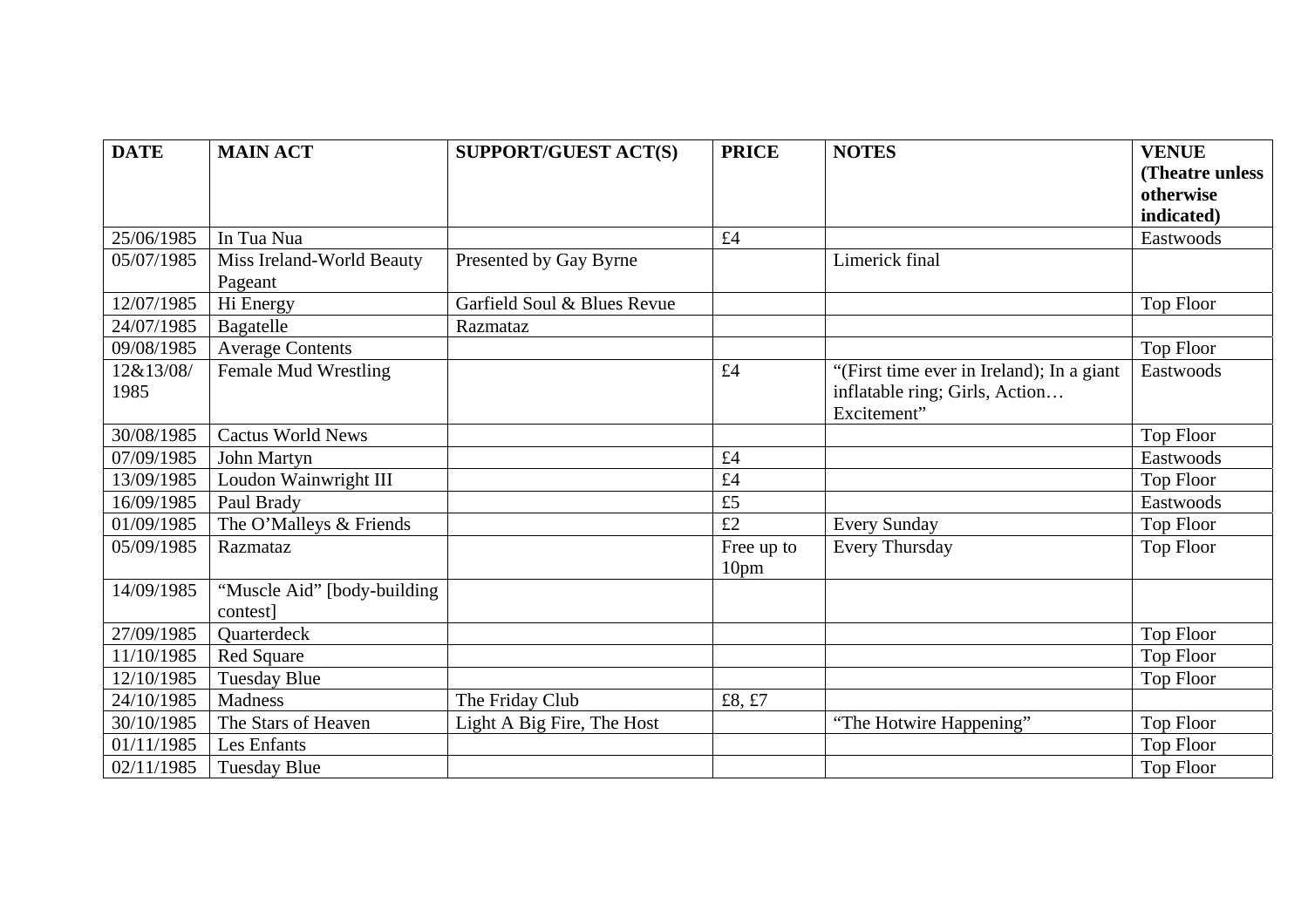| DATE | MAIN ACT | SUPPORT/GUEST ACT(S) | PRICE | NOTES | VENUE (Theatre unless otherwise indicated) |
|---|---|---|---|---|---|
| 25/06/1985 | In Tua Nua | | £4 | | Eastwoods |
| 05/07/1985 | Miss Ireland-World Beauty Pageant | Presented by Gay Byrne | | Limerick final | |
| 12/07/1985 | Hi Energy | Garfield Soul & Blues Revue | | | Top Floor |
| 24/07/1985 | Bagatelle | Razmataz | | | |
| 09/08/1985 | Average Contents | | | | Top Floor |
| 12&13/08/ 1985 | Female Mud Wrestling | | £4 | "(First time ever in Ireland); In a giant inflatable ring; Girls, Action… Excitement" | Eastwoods |
| 30/08/1985 | Cactus World News | | | | Top Floor |
| 07/09/1985 | John Martyn | | £4 | | Eastwoods |
| 13/09/1985 | Loudon Wainwright III | | £4 | | Top Floor |
| 16/09/1985 | Paul Brady | | £5 | | Eastwoods |
| 01/09/1985 | The O'Malleys & Friends | | £2 | Every Sunday | Top Floor |
| 05/09/1985 | Razmataz | | Free up to 10pm | Every Thursday | Top Floor |
| 14/09/1985 | "Muscle Aid" [body-building contest] | | | | |
| 27/09/1985 | Quarterdeck | | | | Top Floor |
| 11/10/1985 | Red Square | | | | Top Floor |
| 12/10/1985 | Tuesday Blue | | | | Top Floor |
| 24/10/1985 | Madness | The Friday Club | £8, £7 | | |
| 30/10/1985 | The Stars of Heaven | Light A Big Fire, The Host | | "The Hotwire Happening" | Top Floor |
| 01/11/1985 | Les Enfants | | | | Top Floor |
| 02/11/1985 | Tuesday Blue | | | | Top Floor |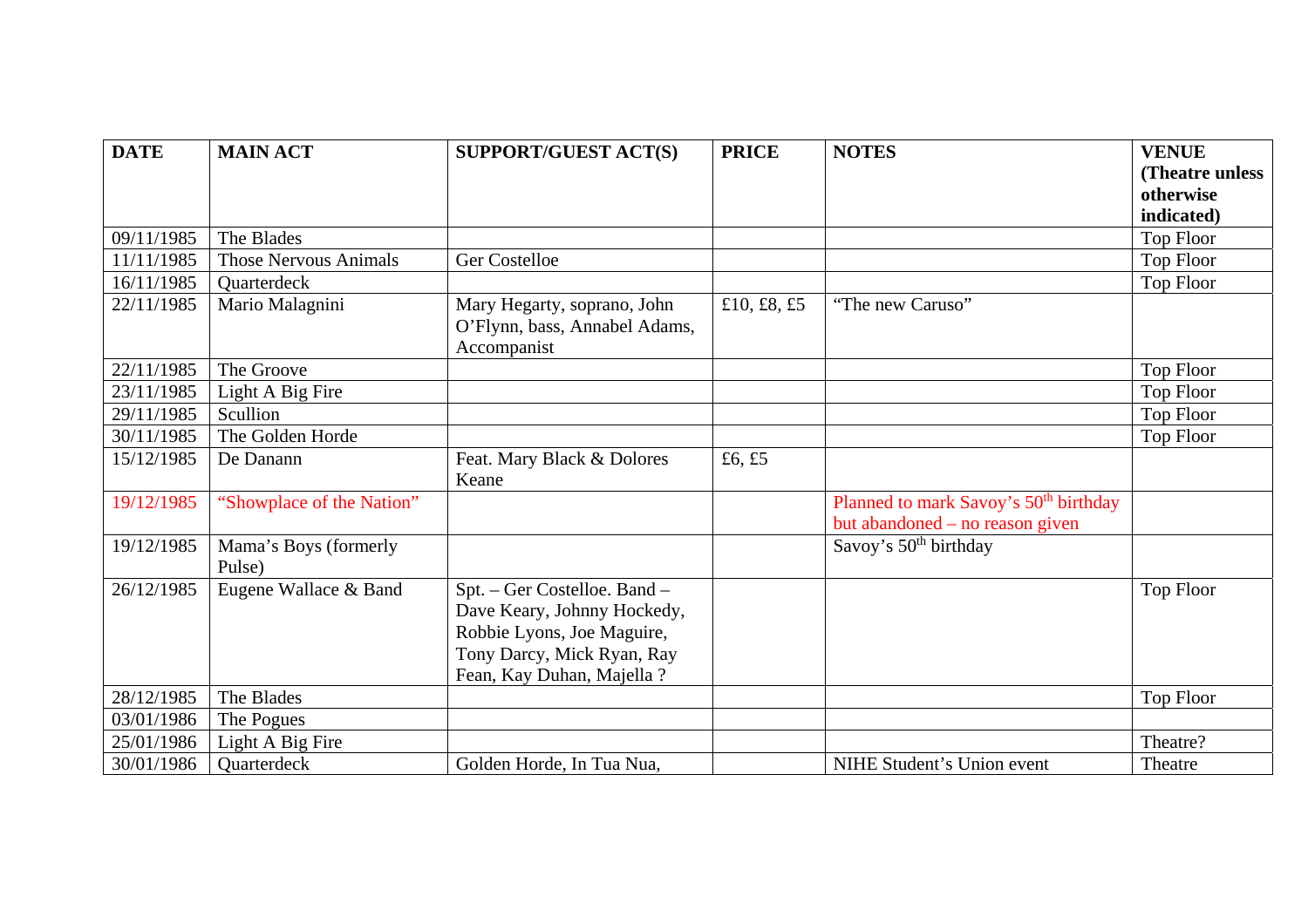| DATE | MAIN ACT | SUPPORT/GUEST ACT(S) | PRICE | NOTES | VENUE (Theatre unless otherwise indicated) |
|---|---|---|---|---|---|
| 09/11/1985 | The Blades | | | | Top Floor |
| 11/11/1985 | Those Nervous Animals | Ger Costelloe | | | Top Floor |
| 16/11/1985 | Quarterdeck | | | | Top Floor |
| 22/11/1985 | Mario Malagnini | Mary Hegarty, soprano, John O'Flynn, bass, Annabel Adams, Accompanist | £10, £8, £5 | "The new Caruso" | |
| 22/11/1985 | The Groove | | | | Top Floor |
| 23/11/1985 | Light A Big Fire | | | | Top Floor |
| 29/11/1985 | Scullion | | | | Top Floor |
| 30/11/1985 | The Golden Horde | | | | Top Floor |
| 15/12/1985 | De Danann | Feat. Mary Black & Dolores Keane | £6, £5 | | |
| 19/12/1985 | "Showplace of the Nation" | | | Planned to mark Savoy's 50th birthday but abandoned – no reason given | |
| 19/12/1985 | Mama's Boys (formerly Pulse) | | | Savoy's 50th birthday | |
| 26/12/1985 | Eugene Wallace & Band | Spt. – Ger Costelloe. Band – Dave Keary, Johnny Hockedy, Robbie Lyons, Joe Maguire, Tony Darcy, Mick Ryan, Ray Fean, Kay Duhan, Majella ? | | | Top Floor |
| 28/12/1985 | The Blades | | | | Top Floor |
| 03/01/1986 | The Pogues | | | | |
| 25/01/1986 | Light A Big Fire | | | | Theatre? |
| 30/01/1986 | Quarterdeck | Golden Horde, In Tua Nua, | | NIHE Student's Union event | Theatre |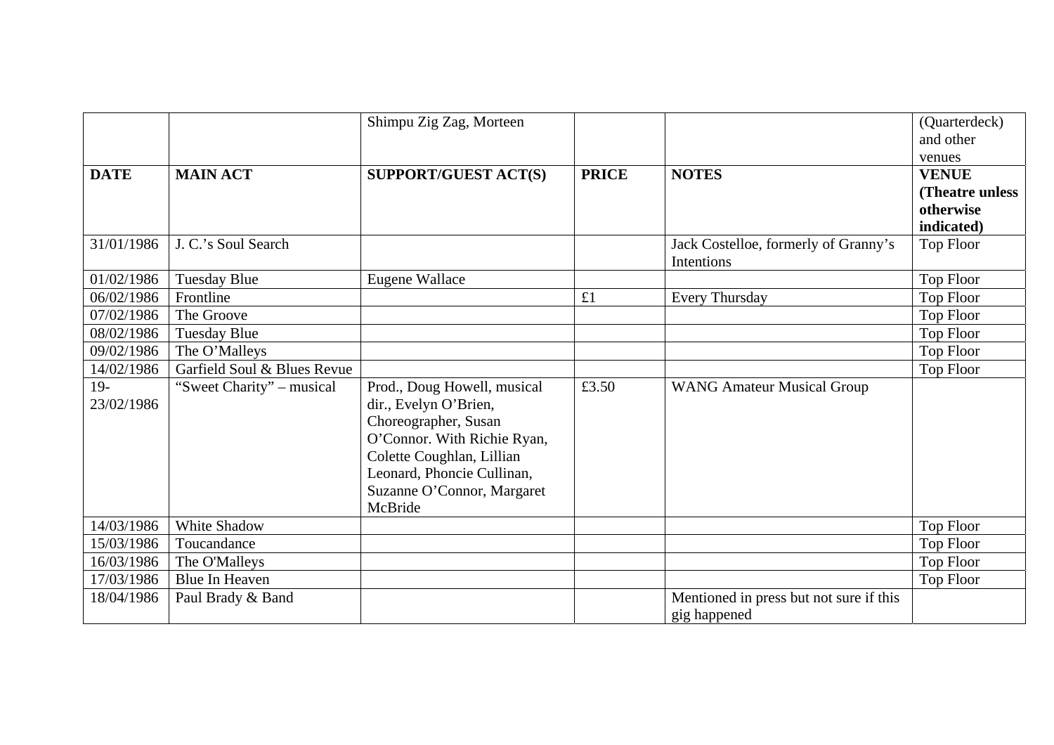| | | Shimpu Zig Zag, Morteen | | | (Quarterdeck) and other venues |
|---|---|---|---|---|---|
| **DATE** | **MAIN ACT** | **SUPPORT/GUEST ACT(S)** | **PRICE** | **NOTES** | **VENUE (Theatre unless otherwise indicated)** |
| 31/01/1986 | J. C.'s Soul Search | | | Jack Costelloe, formerly of Granny's Intentions | Top Floor |
| 01/02/1986 | Tuesday Blue | Eugene Wallace | | | Top Floor |
| 06/02/1986 | Frontline | | £1 | Every Thursday | Top Floor |
| 07/02/1986 | The Groove | | | | Top Floor |
| 08/02/1986 | Tuesday Blue | | | | Top Floor |
| 09/02/1986 | The O'Malleys | | | | Top Floor |
| 14/02/1986 | Garfield Soul & Blues Revue | | | | Top Floor |
| 19-23/02/1986 | "Sweet Charity" – musical | Prod., Doug Howell, musical dir., Evelyn O'Brien, Choreographer, Susan O'Connor. With Richie Ryan, Colette Coughlan, Lillian Leonard, Phoncie Cullinan, Suzanne O'Connor, Margaret McBride | £3.50 | WANG Amateur Musical Group | |
| 14/03/1986 | White Shadow | | | | Top Floor |
| 15/03/1986 | Toucandance | | | | Top Floor |
| 16/03/1986 | The O'Malleys | | | | Top Floor |
| 17/03/1986 | Blue In Heaven | | | | Top Floor |
| 18/04/1986 | Paul Brady & Band | | | Mentioned in press but not sure if this gig happened | |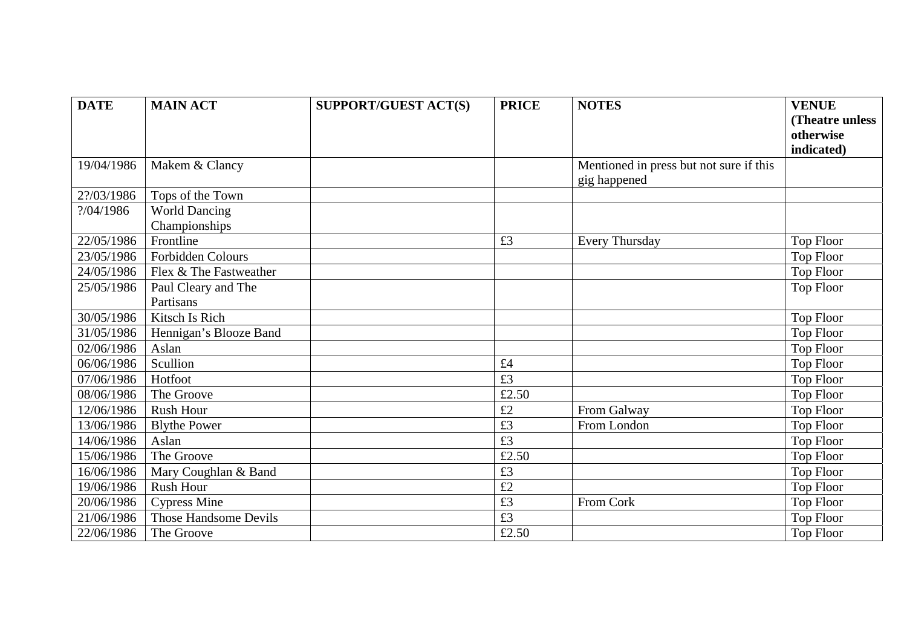| DATE | MAIN ACT | SUPPORT/GUEST ACT(S) | PRICE | NOTES | VENUE (Theatre unless otherwise indicated) |
|---|---|---|---|---|---|
| 19/04/1986 | Makem & Clancy | | | Mentioned in press but not sure if this gig happened | |
| 2?/03/1986 | Tops of the Town | | | | |
| ?/04/1986 | World Dancing Championships | | | | |
| 22/05/1986 | Frontline | | £3 | Every Thursday | Top Floor |
| 23/05/1986 | Forbidden Colours | | | | Top Floor |
| 24/05/1986 | Flex & The Fastweather | | | | Top Floor |
| 25/05/1986 | Paul Cleary and The Partisans | | | | Top Floor |
| 30/05/1986 | Kitsch Is Rich | | | | Top Floor |
| 31/05/1986 | Hennigan's Blooze Band | | | | Top Floor |
| 02/06/1986 | Aslan | | | | Top Floor |
| 06/06/1986 | Scullion | | £4 | | Top Floor |
| 07/06/1986 | Hotfoot | | £3 | | Top Floor |
| 08/06/1986 | The Groove | | £2.50 | | Top Floor |
| 12/06/1986 | Rush Hour | | £2 | From Galway | Top Floor |
| 13/06/1986 | Blythe Power | | £3 | From London | Top Floor |
| 14/06/1986 | Aslan | | £3 | | Top Floor |
| 15/06/1986 | The Groove | | £2.50 | | Top Floor |
| 16/06/1986 | Mary Coughlan & Band | | £3 | | Top Floor |
| 19/06/1986 | Rush Hour | | £2 | | Top Floor |
| 20/06/1986 | Cypress Mine | | £3 | From Cork | Top Floor |
| 21/06/1986 | Those Handsome Devils | | £3 | | Top Floor |
| 22/06/1986 | The Groove | | £2.50 | | Top Floor |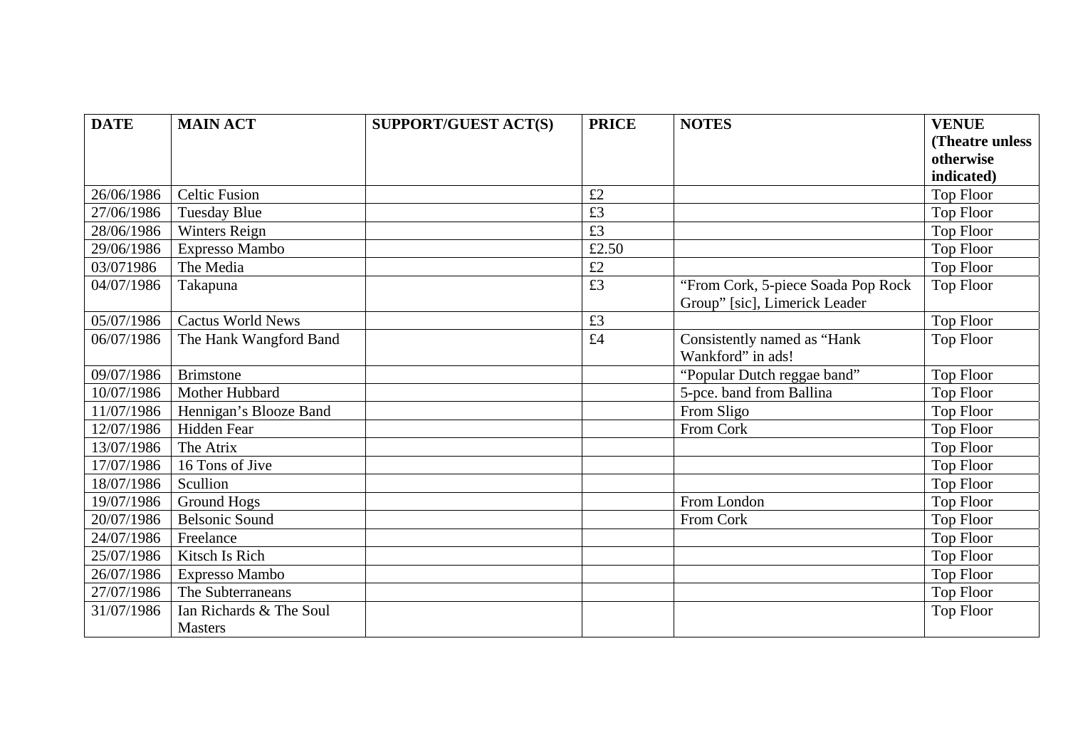| DATE | MAIN ACT | SUPPORT/GUEST ACT(S) | PRICE | NOTES | VENUE (Theatre unless otherwise indicated) |
|---|---|---|---|---|---|
| 26/06/1986 | Celtic Fusion | | £2 | | Top Floor |
| 27/06/1986 | Tuesday Blue | | £3 | | Top Floor |
| 28/06/1986 | Winters Reign | | £3 | | Top Floor |
| 29/06/1986 | Expresso Mambo | | £2.50 | | Top Floor |
| 03/071986 | The Media | | £2 | | Top Floor |
| 04/07/1986 | Takapuna | | £3 | "From Cork, 5-piece Soada Pop Rock Group" [sic], Limerick Leader | Top Floor |
| 05/07/1986 | Cactus World News | | £3 | | Top Floor |
| 06/07/1986 | The Hank Wangford Band | | £4 | Consistently named as "Hank Wankford" in ads! | Top Floor |
| 09/07/1986 | Brimstone | | | "Popular Dutch reggae band" | Top Floor |
| 10/07/1986 | Mother Hubbard | | | 5-pce. band from Ballina | Top Floor |
| 11/07/1986 | Hennigan's Blooze Band | | | From Sligo | Top Floor |
| 12/07/1986 | Hidden Fear | | | From Cork | Top Floor |
| 13/07/1986 | The Atrix | | | | Top Floor |
| 17/07/1986 | 16 Tons of Jive | | | | Top Floor |
| 18/07/1986 | Scullion | | | | Top Floor |
| 19/07/1986 | Ground Hogs | | | From London | Top Floor |
| 20/07/1986 | Belsonic Sound | | | From Cork | Top Floor |
| 24/07/1986 | Freelance | | | | Top Floor |
| 25/07/1986 | Kitsch Is Rich | | | | Top Floor |
| 26/07/1986 | Expresso Mambo | | | | Top Floor |
| 27/07/1986 | The Subterraneans | | | | Top Floor |
| 31/07/1986 | Ian Richards & The Soul Masters | | | | Top Floor |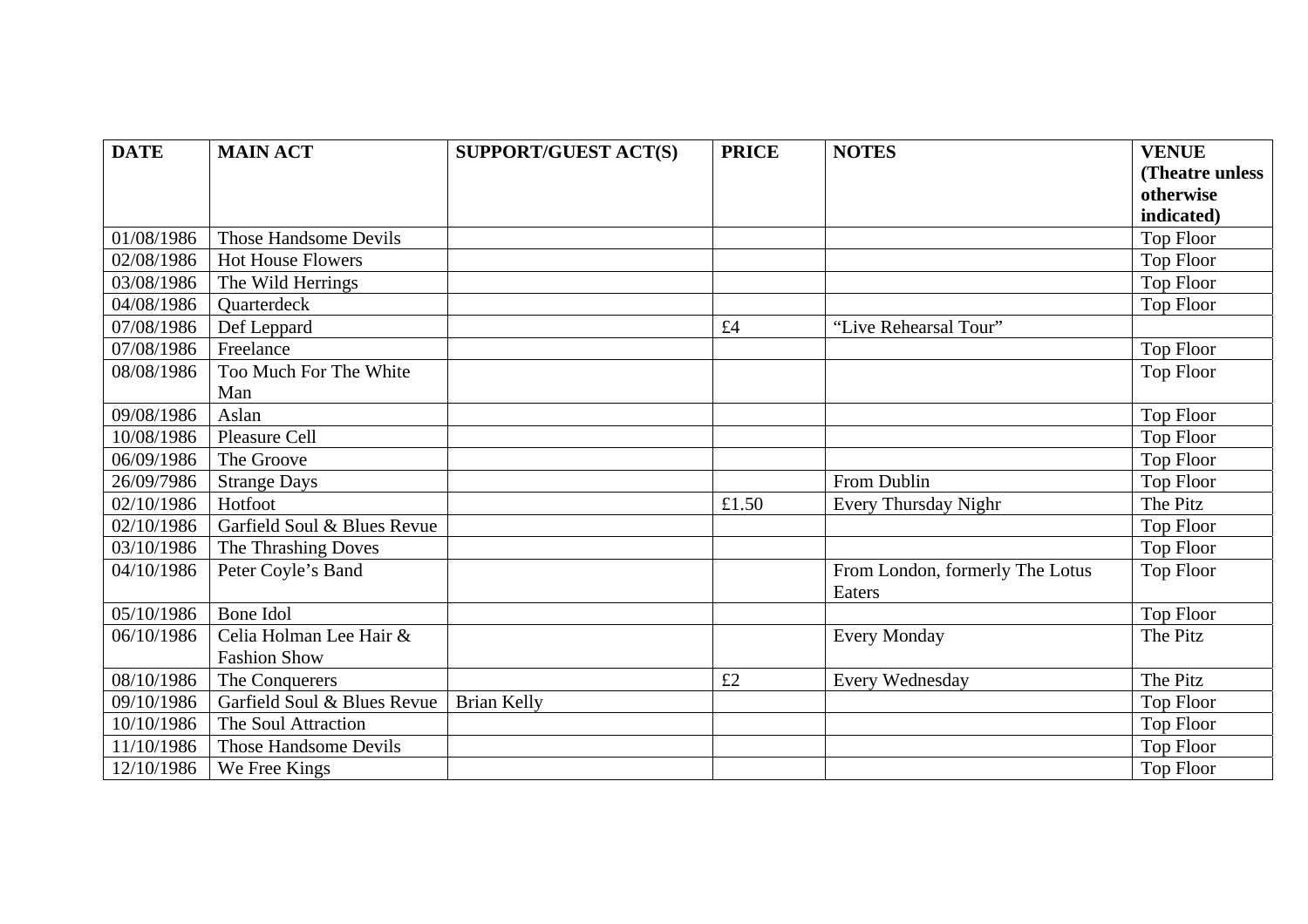| DATE | MAIN ACT | SUPPORT/GUEST ACT(S) | PRICE | NOTES | VENUE (Theatre unless otherwise indicated) |
|---|---|---|---|---|---|
| 01/08/1986 | Those Handsome Devils | | | | Top Floor |
| 02/08/1986 | Hot House Flowers | | | | Top Floor |
| 03/08/1986 | The Wild Herrings | | | | Top Floor |
| 04/08/1986 | Quarterdeck | | | | Top Floor |
| 07/08/1986 | Def Leppard | | £4 | "Live Rehearsal Tour" | |
| 07/08/1986 | Freelance | | | | Top Floor |
| 08/08/1986 | Too Much For The White Man | | | | Top Floor |
| 09/08/1986 | Aslan | | | | Top Floor |
| 10/08/1986 | Pleasure Cell | | | | Top Floor |
| 06/09/1986 | The Groove | | | | Top Floor |
| 26/09/7986 | Strange Days | | | From Dublin | Top Floor |
| 02/10/1986 | Hotfoot | | £1.50 | Every Thursday Nighr | The Pitz |
| 02/10/1986 | Garfield Soul & Blues Revue | | | | Top Floor |
| 03/10/1986 | The Thrashing Doves | | | | Top Floor |
| 04/10/1986 | Peter Coyle's Band | | | From London, formerly The Lotus Eaters | Top Floor |
| 05/10/1986 | Bone Idol | | | | Top Floor |
| 06/10/1986 | Celia Holman Lee Hair & Fashion Show | | | Every Monday | The Pitz |
| 08/10/1986 | The Conquerers | | £2 | Every Wednesday | The Pitz |
| 09/10/1986 | Garfield Soul & Blues Revue | Brian Kelly | | | Top Floor |
| 10/10/1986 | The Soul Attraction | | | | Top Floor |
| 11/10/1986 | Those Handsome Devils | | | | Top Floor |
| 12/10/1986 | We Free Kings | | | | Top Floor |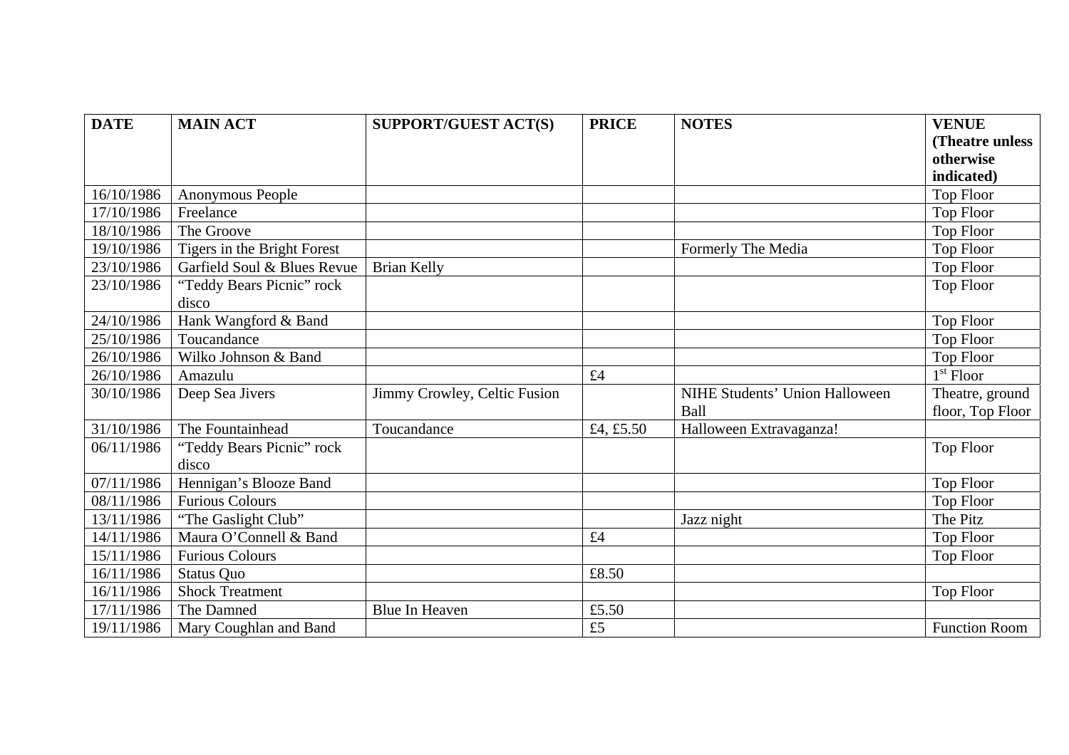| DATE | MAIN ACT | SUPPORT/GUEST ACT(S) | PRICE | NOTES | VENUE (Theatre unless otherwise indicated) |
|---|---|---|---|---|---|
| 16/10/1986 | Anonymous People | | | | Top Floor |
| 17/10/1986 | Freelance | | | | Top Floor |
| 18/10/1986 | The Groove | | | | Top Floor |
| 19/10/1986 | Tigers in the Bright Forest | | | Formerly The Media | Top Floor |
| 23/10/1986 | Garfield Soul & Blues Revue | Brian Kelly | | | Top Floor |
| 23/10/1986 | "Teddy Bears Picnic" rock disco | | | | Top Floor |
| 24/10/1986 | Hank Wangford & Band | | | | Top Floor |
| 25/10/1986 | Toucandance | | | | Top Floor |
| 26/10/1986 | Wilko Johnson & Band | | | | Top Floor |
| 26/10/1986 | Amazulu | | £4 | | 1st Floor |
| 30/10/1986 | Deep Sea Jivers | Jimmy Crowley, Celtic Fusion | | NIHE Students' Union Halloween Ball | Theatre, ground floor, Top Floor |
| 31/10/1986 | The Fountainhead | Toucandance | £4, £5.50 | Halloween Extravaganza! | |
| 06/11/1986 | "Teddy Bears Picnic" rock disco | | | | Top Floor |
| 07/11/1986 | Hennigan's Blooze Band | | | | Top Floor |
| 08/11/1986 | Furious Colours | | | | Top Floor |
| 13/11/1986 | "The Gaslight Club" | | | Jazz night | The Pitz |
| 14/11/1986 | Maura O'Connell & Band | | £4 | | Top Floor |
| 15/11/1986 | Furious Colours | | | | Top Floor |
| 16/11/1986 | Status Quo | | £8.50 | | |
| 16/11/1986 | Shock Treatment | | | | Top Floor |
| 17/11/1986 | The Damned | Blue In Heaven | £5.50 | | |
| 19/11/1986 | Mary Coughlan and Band | | £5 | | Function Room |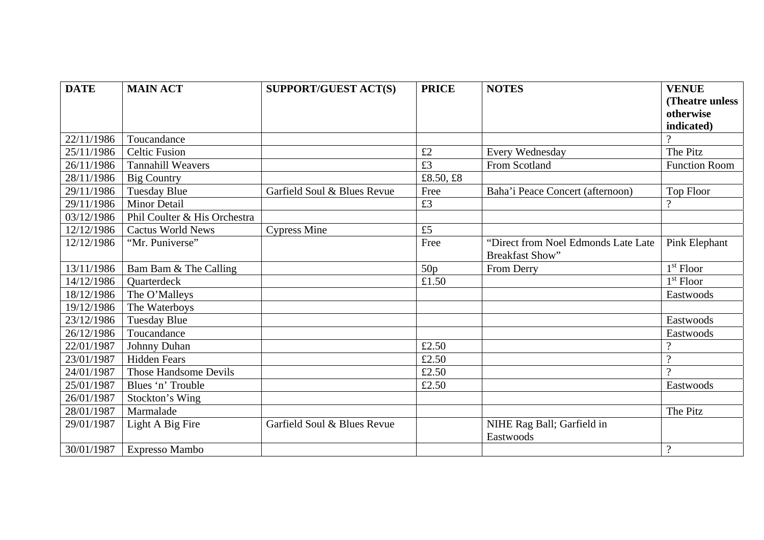| DATE | MAIN ACT | SUPPORT/GUEST ACT(S) | PRICE | NOTES | VENUE (Theatre unless otherwise indicated) |
|---|---|---|---|---|---|
| 22/11/1986 | Toucandance | | | | ? |
| 25/11/1986 | Celtic Fusion | | £2 | Every Wednesday | The Pitz |
| 26/11/1986 | Tannahill Weavers | | £3 | From Scotland | Function Room |
| 28/11/1986 | Big Country | | £8.50, £8 | | |
| 29/11/1986 | Tuesday Blue | Garfield Soul & Blues Revue | Free | Baha'i Peace Concert (afternoon) | Top Floor |
| 29/11/1986 | Minor Detail | | £3 | | ? |
| 03/12/1986 | Phil Coulter & His Orchestra | | | | |
| 12/12/1986 | Cactus World News | Cypress Mine | £5 | | |
| 12/12/1986 | "Mr. Puniverse" | | Free | "Direct from Noel Edmonds Late Late Breakfast Show" | Pink Elephant |
| 13/11/1986 | Bam Bam & The Calling | | 50p | From Derry | 1st Floor |
| 14/12/1986 | Quarterdeck | | £1.50 | | 1st Floor |
| 18/12/1986 | The O'Malleys | | | | Eastwoods |
| 19/12/1986 | The Waterboys | | | | |
| 23/12/1986 | Tuesday Blue | | | | Eastwoods |
| 26/12/1986 | Toucandance | | | | Eastwoods |
| 22/01/1987 | Johnny Duhan | | £2.50 | | ? |
| 23/01/1987 | Hidden Fears | | £2.50 | | ? |
| 24/01/1987 | Those Handsome Devils | | £2.50 | | ? |
| 25/01/1987 | Blues 'n' Trouble | | £2.50 | | Eastwoods |
| 26/01/1987 | Stockton's Wing | | | | |
| 28/01/1987 | Marmalade | | | | The Pitz |
| 29/01/1987 | Light A Big Fire | Garfield Soul & Blues Revue | | NIHE Rag Ball; Garfield in Eastwoods | |
| 30/01/1987 | Expresso Mambo | | | | ? |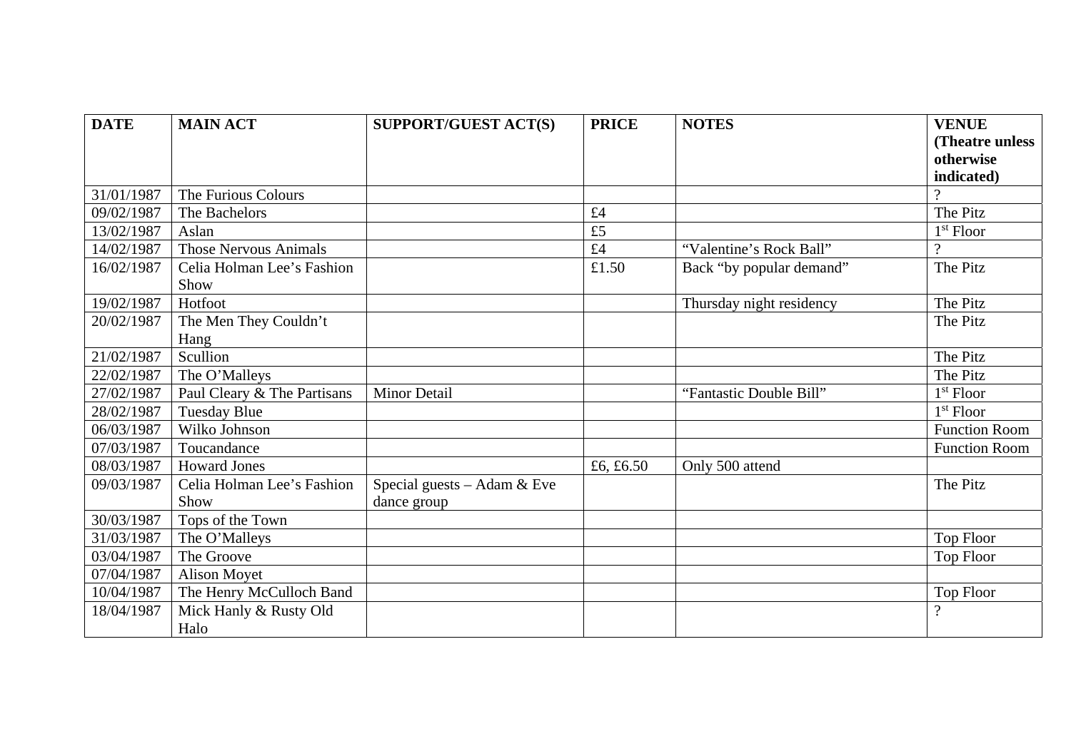| DATE | MAIN ACT | SUPPORT/GUEST ACT(S) | PRICE | NOTES | VENUE (Theatre unless otherwise indicated) |
|---|---|---|---|---|---|
| 31/01/1987 | The Furious Colours | | | | ? |
| 09/02/1987 | The Bachelors | | £4 | | The Pitz |
| 13/02/1987 | Aslan | | £5 | | 1st Floor |
| 14/02/1987 | Those Nervous Animals | | £4 | "Valentine's Rock Ball" | ? |
| 16/02/1987 | Celia Holman Lee's Fashion Show | | £1.50 | Back "by popular demand" | The Pitz |
| 19/02/1987 | Hotfoot | | | Thursday night residency | The Pitz |
| 20/02/1987 | The Men They Couldn't Hang | | | | The Pitz |
| 21/02/1987 | Scullion | | | | The Pitz |
| 22/02/1987 | The O'Malleys | | | | The Pitz |
| 27/02/1987 | Paul Cleary & The Partisans | Minor Detail | | "Fantastic Double Bill" | 1st Floor |
| 28/02/1987 | Tuesday Blue | | | | 1st Floor |
| 06/03/1987 | Wilko Johnson | | | | Function Room |
| 07/03/1987 | Toucandance | | | | Function Room |
| 08/03/1987 | Howard Jones | | £6, £6.50 | Only 500 attend | |
| 09/03/1987 | Celia Holman Lee's Fashion Show | Special guests – Adam & Eve dance group | | | The Pitz |
| 30/03/1987 | Tops of the Town | | | | |
| 31/03/1987 | The O'Malleys | | | | Top Floor |
| 03/04/1987 | The Groove | | | | Top Floor |
| 07/04/1987 | Alison Moyet | | | | |
| 10/04/1987 | The Henry McCulloch Band | | | | Top Floor |
| 18/04/1987 | Mick Hanly & Rusty Old Halo | | | | ? |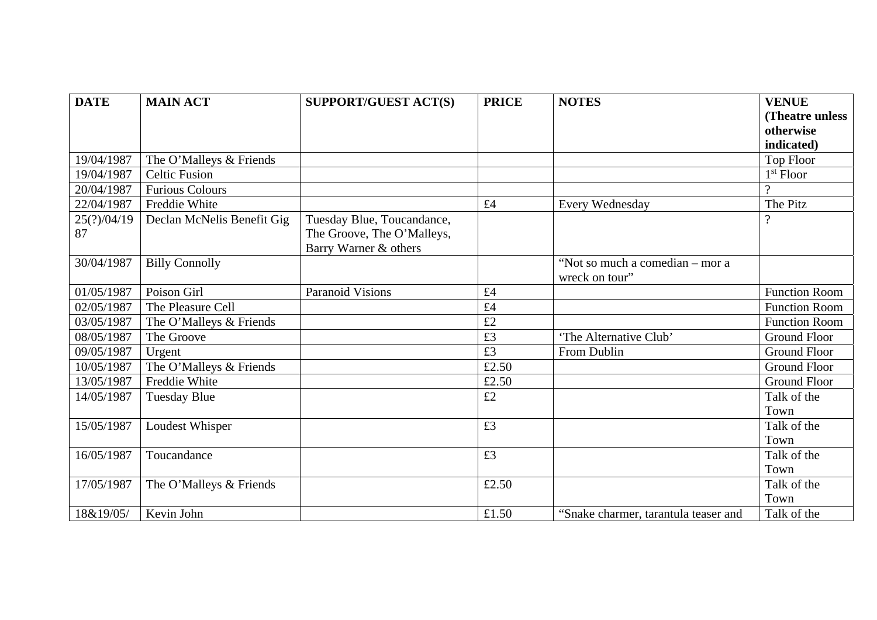| DATE | MAIN ACT | SUPPORT/GUEST ACT(S) | PRICE | NOTES | VENUE (Theatre unless otherwise indicated) |
|---|---|---|---|---|---|
| 19/04/1987 | The O'Malleys & Friends | | | | Top Floor |
| 19/04/1987 | Celtic Fusion | | | | 1st Floor |
| 20/04/1987 | Furious Colours | | | | ? |
| 22/04/1987 | Freddie White | | £4 | Every Wednesday | The Pitz |
| 25(?)/04/1987 | Declan McNelis Benefit Gig | Tuesday Blue, Toucandance, The Groove, The O'Malleys, Barry Warner & others | | | ? |
| 30/04/1987 | Billy Connolly | | | "Not so much a comedian – mor a wreck on tour" | |
| 01/05/1987 | Poison Girl | Paranoid Visions | £4 | | Function Room |
| 02/05/1987 | The Pleasure Cell | | £4 | | Function Room |
| 03/05/1987 | The O'Malleys & Friends | | £2 | | Function Room |
| 08/05/1987 | The Groove | | £3 | 'The Alternative Club' | Ground Floor |
| 09/05/1987 | Urgent | | £3 | From Dublin | Ground Floor |
| 10/05/1987 | The O'Malleys & Friends | | £2.50 | | Ground Floor |
| 13/05/1987 | Freddie White | | £2.50 | | Ground Floor |
| 14/05/1987 | Tuesday Blue | | £2 | | Talk of the Town |
| 15/05/1987 | Loudest Whisper | | £3 | | Talk of the Town |
| 16/05/1987 | Toucandance | | £3 | | Talk of the Town |
| 17/05/1987 | The O'Malleys & Friends | | £2.50 | | Talk of the Town |
| 18&19/05/ | Kevin John | | £1.50 | "Snake charmer, tarantula teaser and | Talk of the |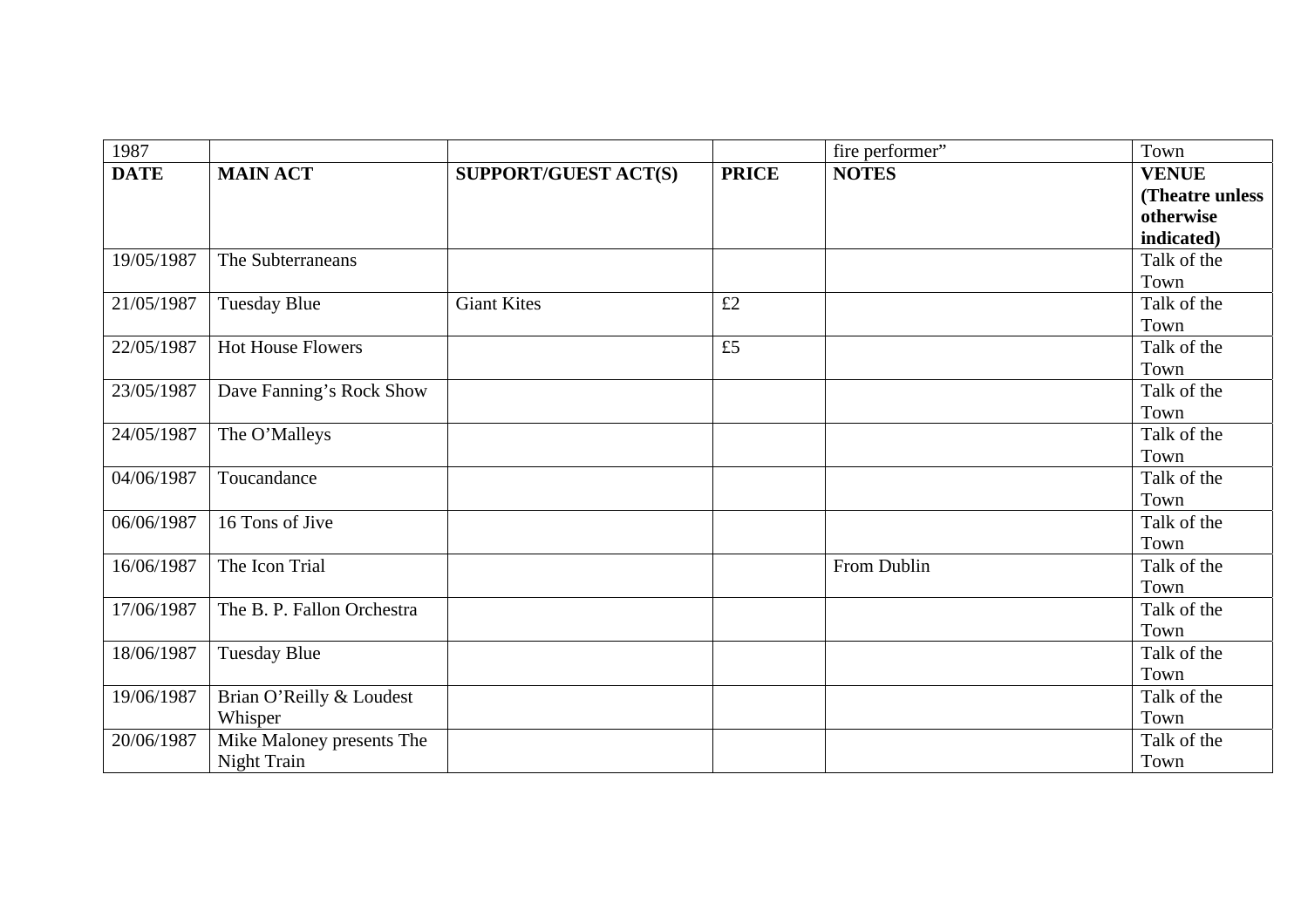| 1987 | | | | fire performer" | Town |
|---|---|---|---|---|---|
| **DATE** | **MAIN ACT** | **SUPPORT/GUEST ACT(S)** | **PRICE** | **NOTES** | **VENUE (Theatre unless otherwise indicated)** |
| 19/05/1987 | The Subterraneans | | | | Talk of the Town |
| 21/05/1987 | Tuesday Blue | Giant Kites | £2 | | Talk of the Town |
| 22/05/1987 | Hot House Flowers | | £5 | | Talk of the Town |
| 23/05/1987 | Dave Fanning's Rock Show | | | | Talk of the Town |
| 24/05/1987 | The O'Malleys | | | | Talk of the Town |
| 04/06/1987 | Toucandance | | | | Talk of the Town |
| 06/06/1987 | 16 Tons of Jive | | | | Talk of the Town |
| 16/06/1987 | The Icon Trial | | | From Dublin | Talk of the Town |
| 17/06/1987 | The B. P. Fallon Orchestra | | | | Talk of the Town |
| 18/06/1987 | Tuesday Blue | | | | Talk of the Town |
| 19/06/1987 | Brian O'Reilly & Loudest Whisper | | | | Talk of the Town |
| 20/06/1987 | Mike Maloney presents The Night Train | | | | Talk of the Town |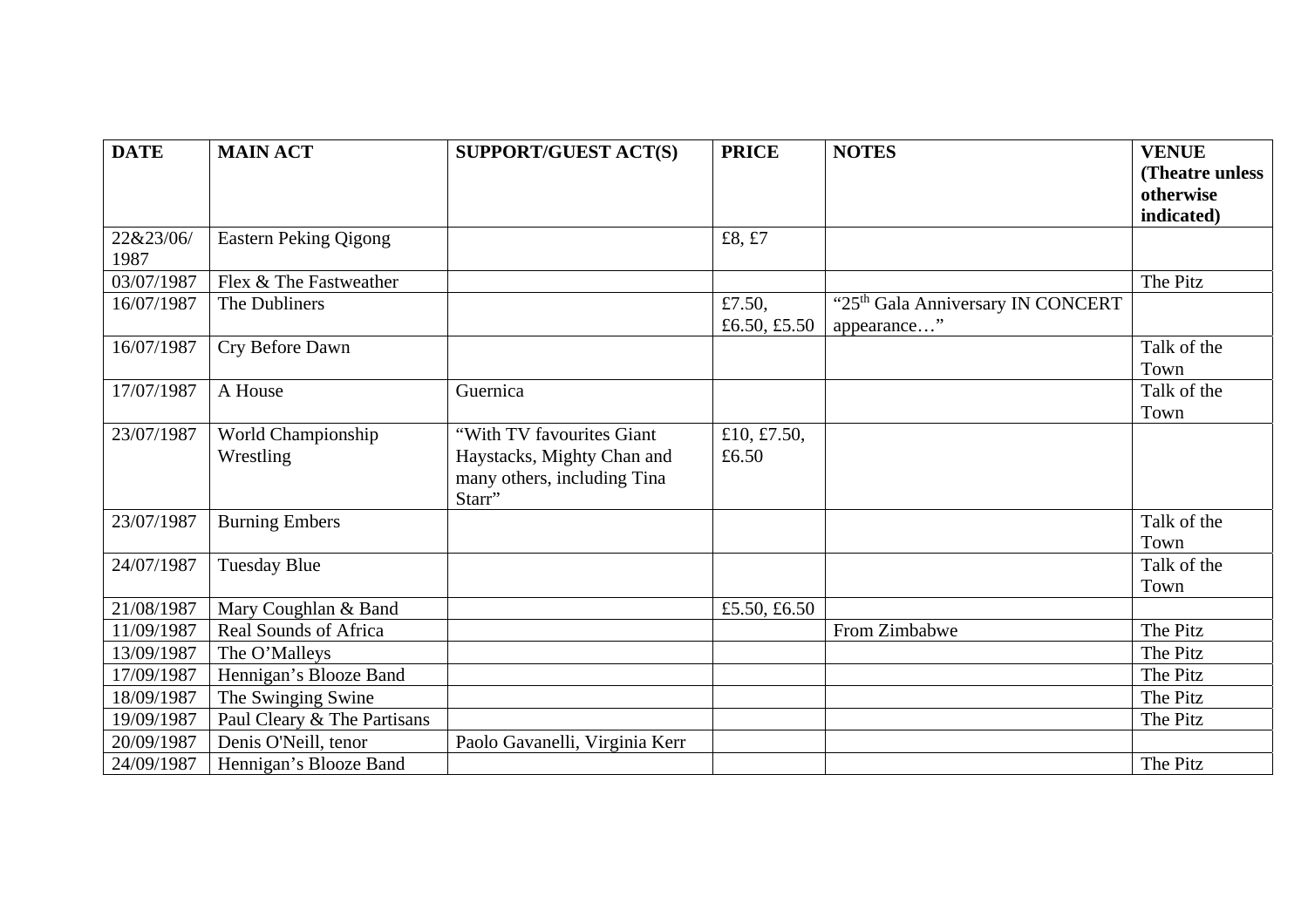| DATE | MAIN ACT | SUPPORT/GUEST ACT(S) | PRICE | NOTES | VENUE (Theatre unless otherwise indicated) |
|---|---|---|---|---|---|
| 22&23/06/1987 | Eastern Peking Qigong | | £8, £7 | | |
| 03/07/1987 | Flex & The Fastweather | | | | The Pitz |
| 16/07/1987 | The Dubliners | | £7.50, £6.50, £5.50 | "25th Gala Anniversary IN CONCERT appearance…" | |
| 16/07/1987 | Cry Before Dawn | | | | Talk of the Town |
| 17/07/1987 | A House | Guernica | | | Talk of the Town |
| 23/07/1987 | World Championship Wrestling | "With TV favourites Giant Haystacks, Mighty Chan and many others, including Tina Starr" | £10, £7.50, £6.50 | | |
| 23/07/1987 | Burning Embers | | | | Talk of the Town |
| 24/07/1987 | Tuesday Blue | | | | Talk of the Town |
| 21/08/1987 | Mary Coughlan & Band | | £5.50, £6.50 | | |
| 11/09/1987 | Real Sounds of Africa | | | From Zimbabwe | The Pitz |
| 13/09/1987 | The O'Malleys | | | | The Pitz |
| 17/09/1987 | Hennigan's Blooze Band | | | | The Pitz |
| 18/09/1987 | The Swinging Swine | | | | The Pitz |
| 19/09/1987 | Paul Cleary & The Partisans | | | | The Pitz |
| 20/09/1987 | Denis O'Neill, tenor | Paolo Gavanelli, Virginia Kerr | | | |
| 24/09/1987 | Hennigan's Blooze Band | | | | The Pitz |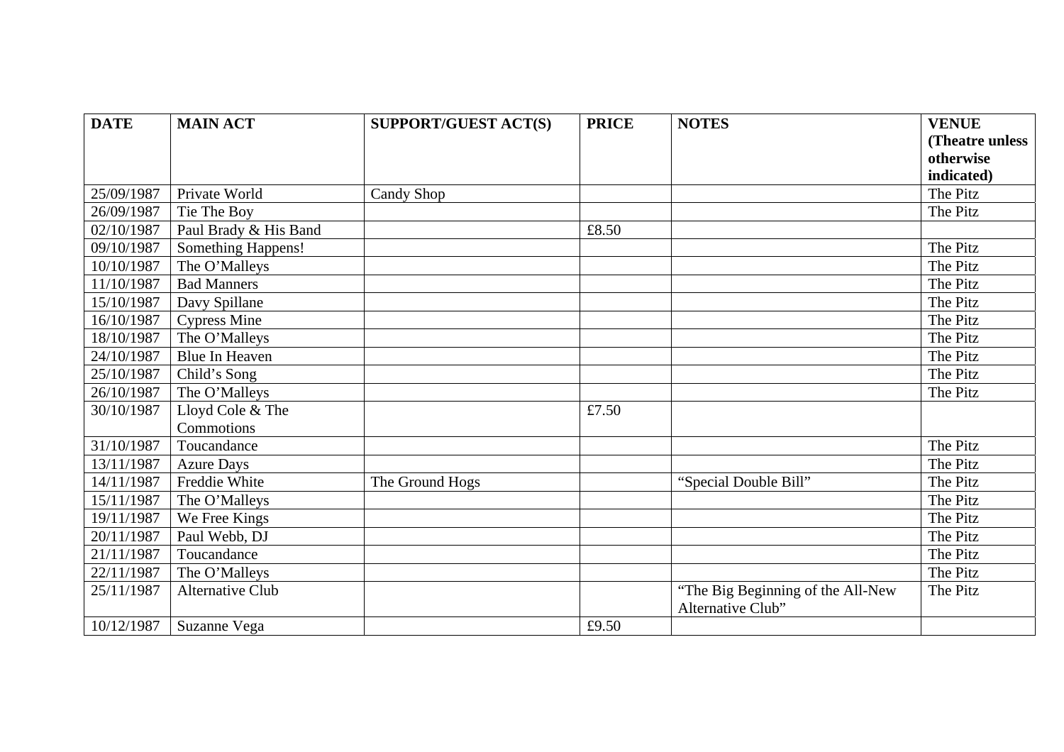| DATE | MAIN ACT | SUPPORT/GUEST ACT(S) | PRICE | NOTES | VENUE (Theatre unless otherwise indicated) |
|---|---|---|---|---|---|
| 25/09/1987 | Private World | Candy Shop | | | The Pitz |
| 26/09/1987 | Tie The Boy | | | | The Pitz |
| 02/10/1987 | Paul Brady & His Band | | £8.50 | | |
| 09/10/1987 | Something Happens! | | | | The Pitz |
| 10/10/1987 | The O'Malleys | | | | The Pitz |
| 11/10/1987 | Bad Manners | | | | The Pitz |
| 15/10/1987 | Davy Spillane | | | | The Pitz |
| 16/10/1987 | Cypress Mine | | | | The Pitz |
| 18/10/1987 | The O'Malleys | | | | The Pitz |
| 24/10/1987 | Blue In Heaven | | | | The Pitz |
| 25/10/1987 | Child's Song | | | | The Pitz |
| 26/10/1987 | The O'Malleys | | | | The Pitz |
| 30/10/1987 | Lloyd Cole & The Commotions | | £7.50 | | |
| 31/10/1987 | Toucandance | | | | The Pitz |
| 13/11/1987 | Azure Days | | | | The Pitz |
| 14/11/1987 | Freddie White | The Ground Hogs | | "Special Double Bill" | The Pitz |
| 15/11/1987 | The O'Malleys | | | | The Pitz |
| 19/11/1987 | We Free Kings | | | | The Pitz |
| 20/11/1987 | Paul Webb, DJ | | | | The Pitz |
| 21/11/1987 | Toucandance | | | | The Pitz |
| 22/11/1987 | The O'Malleys | | | | The Pitz |
| 25/11/1987 | Alternative Club | | | "The Big Beginning of the All-New Alternative Club" | The Pitz |
| 10/12/1987 | Suzanne Vega | | £9.50 | | |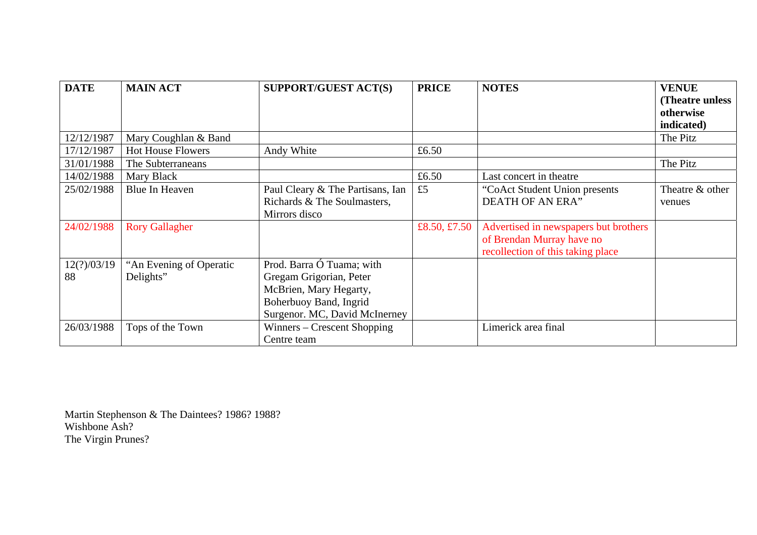| DATE | MAIN ACT | SUPPORT/GUEST ACT(S) | PRICE | NOTES | VENUE (Theatre unless otherwise indicated) |
|---|---|---|---|---|---|
| 12/12/1987 | Mary Coughlan & Band | | | | The Pitz |
| 17/12/1987 | Hot House Flowers | Andy White | £6.50 | | |
| 31/01/1988 | The Subterraneans | | | | The Pitz |
| 14/02/1988 | Mary Black | | £6.50 | Last concert in theatre | |
| 25/02/1988 | Blue In Heaven | Paul Cleary & The Partisans, Ian Richards & The Soulmasters, Mirrors disco | £5 | "CoAct Student Union presents DEATH OF AN ERA" | Theatre & other venues |
| 24/02/1988 | Rory Gallagher | | £8.50, £7.50 | Advertised in newspapers but brothers of Brendan Murray have no recollection of this taking place | |
| 12(?)/03/1988 | "An Evening of Operatic Delights" | Prod. Barra Ó Tuama; with Gregam Grigorian, Peter McBrien, Mary Hegarty, Boherbuoy Band, Ingrid Surgenor. MC, David McInerney | | | |
| 26/03/1988 | Tops of the Town | Winners – Crescent Shopping Centre team | | Limerick area final | |

Martin Stephenson & The Daintees? 1986? 1988?
Wishbone Ash?
The Virgin Prunes?